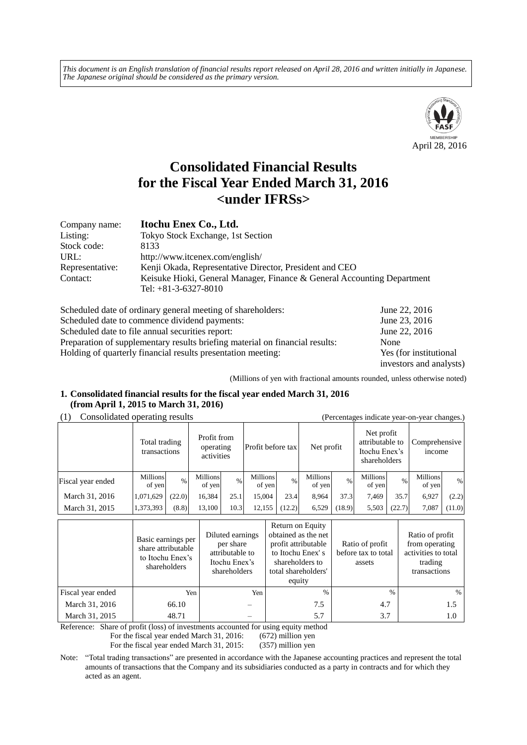*This document is an English translation of financial results report released on April 28, 2016 and written initially in Japanese. The Japanese original should be considered as the primary version.*

April 28, 2016

# Consolidated Financial Results for the Fiscal Year Ended March 31, 2016 <under IFRSs>

| | |
|---|---|
| Company name: | **Itochu Enex Co., Ltd.** |
| Listing: | Tokyo Stock Exchange, 1st Section |
| Stock code: | 8133 |
| URL: | http://www.itcenex.com/english/ |
| Representative: | Kenji Okada, Representative Director, President and CEO |
| Contact: | Keisuke Hioki, General Manager, Finance & General Accounting Department<br>Tel: +81-3-6327-8010 |

| | |
|---|---|
| Scheduled date of ordinary general meeting of shareholders: | June 22, 2016 |
| Scheduled date to commence dividend payments: | June 23, 2016 |
| Scheduled date to file annual securities report: | June 22, 2016 |
| Preparation of supplementary results briefing material on financial results: | None |
| Holding of quarterly financial results presentation meeting: | Yes (for institutional investors and analysts) |

(Millions of yen with fractional amounts rounded, unless otherwise noted)

## 1. Consolidated financial results for the fiscal year ended March 31, 2016 (from April 1, 2015 to March 31, 2016)

(1) Consolidated operating results (Percentages indicate year-on-year changes.)

| | Total trading transactions | | Profit from operating activities | | Profit before tax | | Net profit | | Net profit attributable to Itochu Enex's shareholders | | Comprehensive income | |
|---|---|---|---|---|---|---|---|---|---|---|---|---|
| Fiscal year ended | Millions of yen | % | Millions of yen | % | Millions of yen | % | Millions of yen | % | Millions of yen | % | Millions of yen | % |
| March 31, 2016 | 1,071,629 | (22.0) | 16,384 | 25.1 | 15,004 | 23.4 | 8,964 | 37.3 | 7,469 | 35.7 | 6,927 | (2.2) |
| March 31, 2015 | 1,373,393 | (8.8) | 13,100 | 10.3 | 12,155 | (12.2) | 6,529 | (18.9) | 5,503 | (22.7) | 7,087 | (11.0) |

| | Basic earnings per share attributable to Itochu Enex's shareholders | Diluted earnings per share attributable to Itochu Enex's shareholders | Return on Equity obtained as the net profit attributable to Itochu Enex' s shareholders to total shareholders' equity | Ratio of profit before tax to total assets | Ratio of profit from operating activities to total trading transactions |
|---|---|---|---|---|---|
| Fiscal year ended | Yen | Yen | % | % | % |
| March 31, 2016 | 66.10 | – | 7.5 | 4.7 | 1.5 |
| March 31, 2015 | 48.71 | – | 5.7 | 3.7 | 1.0 |

Reference: Share of profit (loss) of investments accounted for using equity method
For the fiscal year ended March 31, 2016: (672) million yen
For the fiscal year ended March 31, 2015: (357) million yen

Note: "Total trading transactions" are presented in accordance with the Japanese accounting practices and represent the total amounts of transactions that the Company and its subsidiaries conducted as a party in contracts and for which they acted as an agent.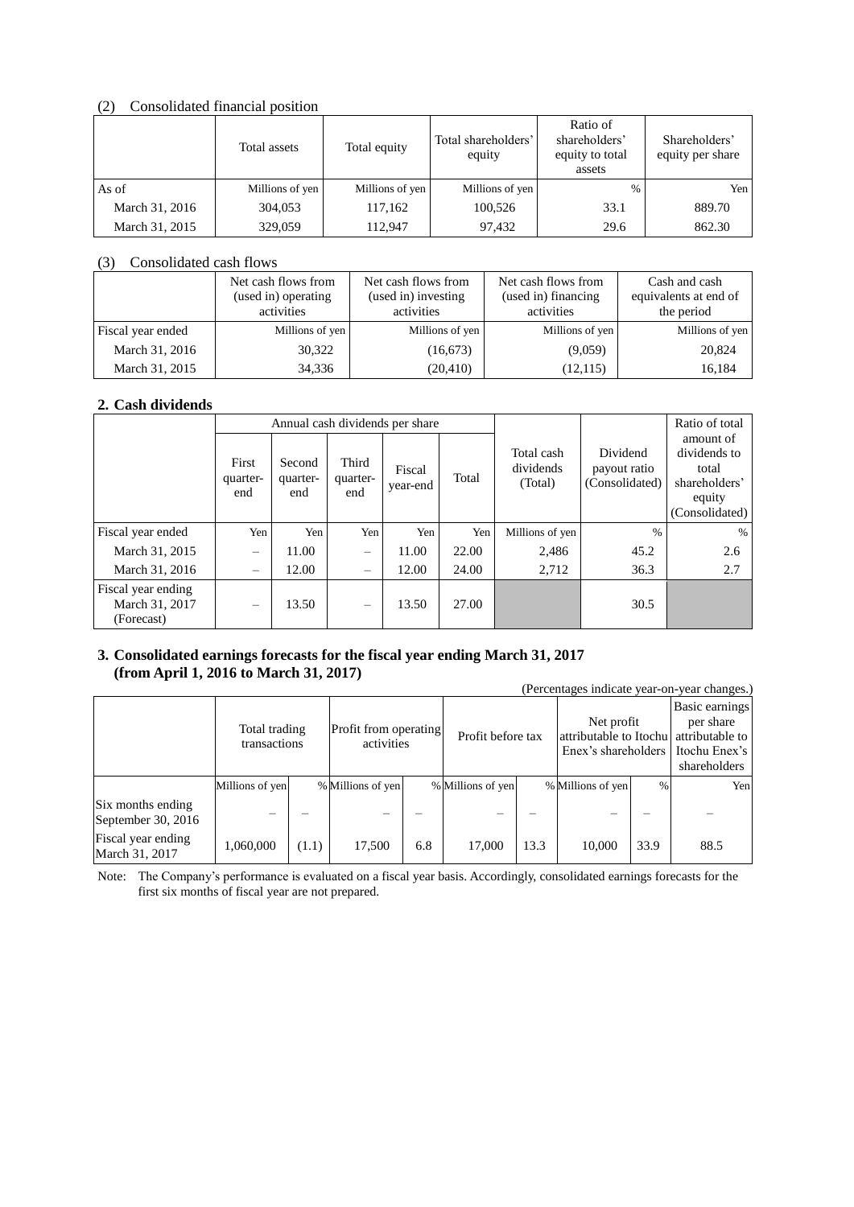(2) Consolidated financial position

| | Total assets | Total equity | Total shareholders' equity | Ratio of shareholders' equity to total assets | Shareholders' equity per share |
|---|---|---|---|---|---|
| As of | Millions of yen | Millions of yen | Millions of yen | % | Yen |
| March 31, 2016 | 304,053 | 117,162 | 100,526 | 33.1 | 889.70 |
| March 31, 2015 | 329,059 | 112,947 | 97,432 | 29.6 | 862.30 |

(3) Consolidated cash flows

| | Net cash flows from (used in) operating activities | Net cash flows from (used in) investing activities | Net cash flows from (used in) financing activities | Cash and cash equivalents at end of the period |
|---|---|---|---|---|
| Fiscal year ended | Millions of yen | Millions of yen | Millions of yen | Millions of yen |
| March 31, 2016 | 30,322 | (16,673) | (9,059) | 20,824 |
| March 31, 2015 | 34,336 | (20,410) | (12,115) | 16,184 |

## 2. Cash dividends

| | Annual cash dividends per share | | | | | Total cash dividends (Total) | Dividend payout ratio (Consolidated) | Ratio of total amount of dividends to total shareholders' equity (Consolidated) |
|---|---|---|---|---|---|---|---|---|
| | First quarter-end | Second quarter-end | Third quarter-end | Fiscal year-end | Total | | | |
| Fiscal year ended | Yen | Yen | Yen | Yen | Yen | Millions of yen | % | % |
| March 31, 2015 | – | 11.00 | – | 11.00 | 22.00 | 2,486 | 45.2 | 2.6 |
| March 31, 2016 | – | 12.00 | – | 12.00 | 24.00 | 2,712 | 36.3 | 2.7 |
| Fiscal year ending March 31, 2017 (Forecast) | – | 13.50 | – | 13.50 | 27.00 | | 30.5 | |

## 3. Consolidated earnings forecasts for the fiscal year ending March 31, 2017 (from April 1, 2016 to March 31, 2017)

(Percentages indicate year-on-year changes.)

| | Total trading transactions | | Profit from operating activities | | Profit before tax | | Net profit attributable to Itochu Enex's shareholders | | Basic earnings per share attributable to Itochu Enex's shareholders |
|---|---|---|---|---|---|---|---|---|---|
| | Millions of yen | % | Millions of yen | % | Millions of yen | % | Millions of yen | % | Yen |
| Six months ending September 30, 2016 | – | – | – | – | – | – | – | – | – |
| Fiscal year ending March 31, 2017 | 1,060,000 | (1.1) | 17,500 | 6.8 | 17,000 | 13.3 | 10,000 | 33.9 | 88.5 |

Note: The Company's performance is evaluated on a fiscal year basis. Accordingly, consolidated earnings forecasts for the first six months of fiscal year are not prepared.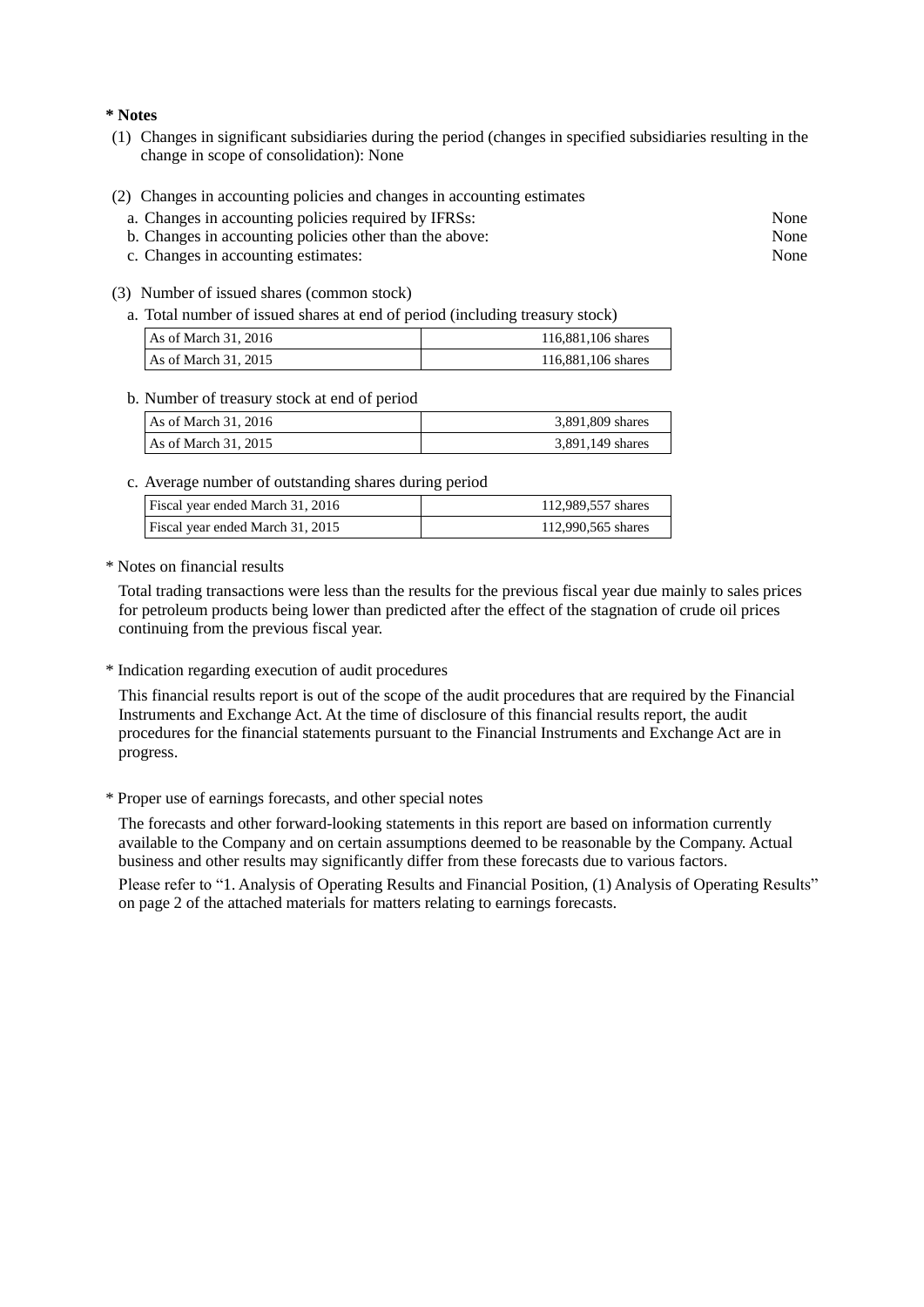**\* Notes**

(1) Changes in significant subsidiaries during the period (changes in specified subsidiaries resulting in the change in scope of consolidation): None

(2) Changes in accounting policies and changes in accounting estimates

a. Changes in accounting policies required by IFRSs: None

b. Changes in accounting policies other than the above: None

c. Changes in accounting estimates: None

(3) Number of issued shares (common stock)

a. Total number of issued shares at end of period (including treasury stock)

| | |
|---|---|
| As of March 31, 2016 | 116,881,106 shares |
| As of March 31, 2015 | 116,881,106 shares |

b. Number of treasury stock at end of period

| | |
|---|---|
| As of March 31, 2016 | 3,891,809 shares |
| As of March 31, 2015 | 3,891,149 shares |

c. Average number of outstanding shares during period

| | |
|---|---|
| Fiscal year ended March 31, 2016 | 112,989,557 shares |
| Fiscal year ended March 31, 2015 | 112,990,565 shares |

\* Notes on financial results

Total trading transactions were less than the results for the previous fiscal year due mainly to sales prices for petroleum products being lower than predicted after the effect of the stagnation of crude oil prices continuing from the previous fiscal year.

\* Indication regarding execution of audit procedures

This financial results report is out of the scope of the audit procedures that are required by the Financial Instruments and Exchange Act. At the time of disclosure of this financial results report, the audit procedures for the financial statements pursuant to the Financial Instruments and Exchange Act are in progress.

\* Proper use of earnings forecasts, and other special notes

The forecasts and other forward-looking statements in this report are based on information currently available to the Company and on certain assumptions deemed to be reasonable by the Company. Actual business and other results may significantly differ from these forecasts due to various factors.

Please refer to "1. Analysis of Operating Results and Financial Position, (1) Analysis of Operating Results" on page 2 of the attached materials for matters relating to earnings forecasts.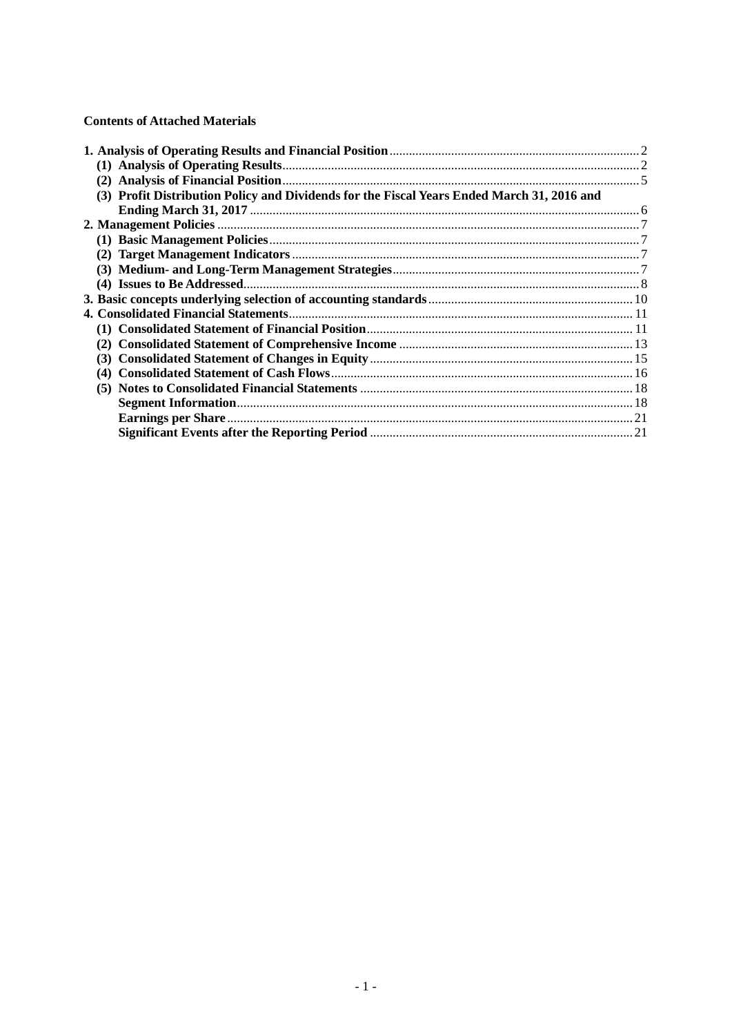**Contents of Attached Materials**

**1. Analysis of Operating Results and Financial Position** ........ 2
- **(1) Analysis of Operating Results** ........ 2
- **(2) Analysis of Financial Position** ........ 5
- **(3) Profit Distribution Policy and Dividends for the Fiscal Years Ended March 31, 2016 and Ending March 31, 2017** ........ 6

**2. Management Policies** ........ 7
- **(1) Basic Management Policies** ........ 7
- **(2) Target Management Indicators** ........ 7
- **(3) Medium- and Long-Term Management Strategies** ........ 7
- **(4) Issues to Be Addressed** ........ 8

**3. Basic concepts underlying selection of accounting standards** ........ 10

**4. Consolidated Financial Statements** ........ 11
- **(1) Consolidated Statement of Financial Position** ........ 11
- **(2) Consolidated Statement of Comprehensive Income** ........ 13
- **(3) Consolidated Statement of Changes in Equity** ........ 15
- **(4) Consolidated Statement of Cash Flows** ........ 16
- **(5) Notes to Consolidated Financial Statements** ........ 18
  - **Segment Information** ........ 18
  - **Earnings per Share** ........ 21
  - **Significant Events after the Reporting Period** ........ 21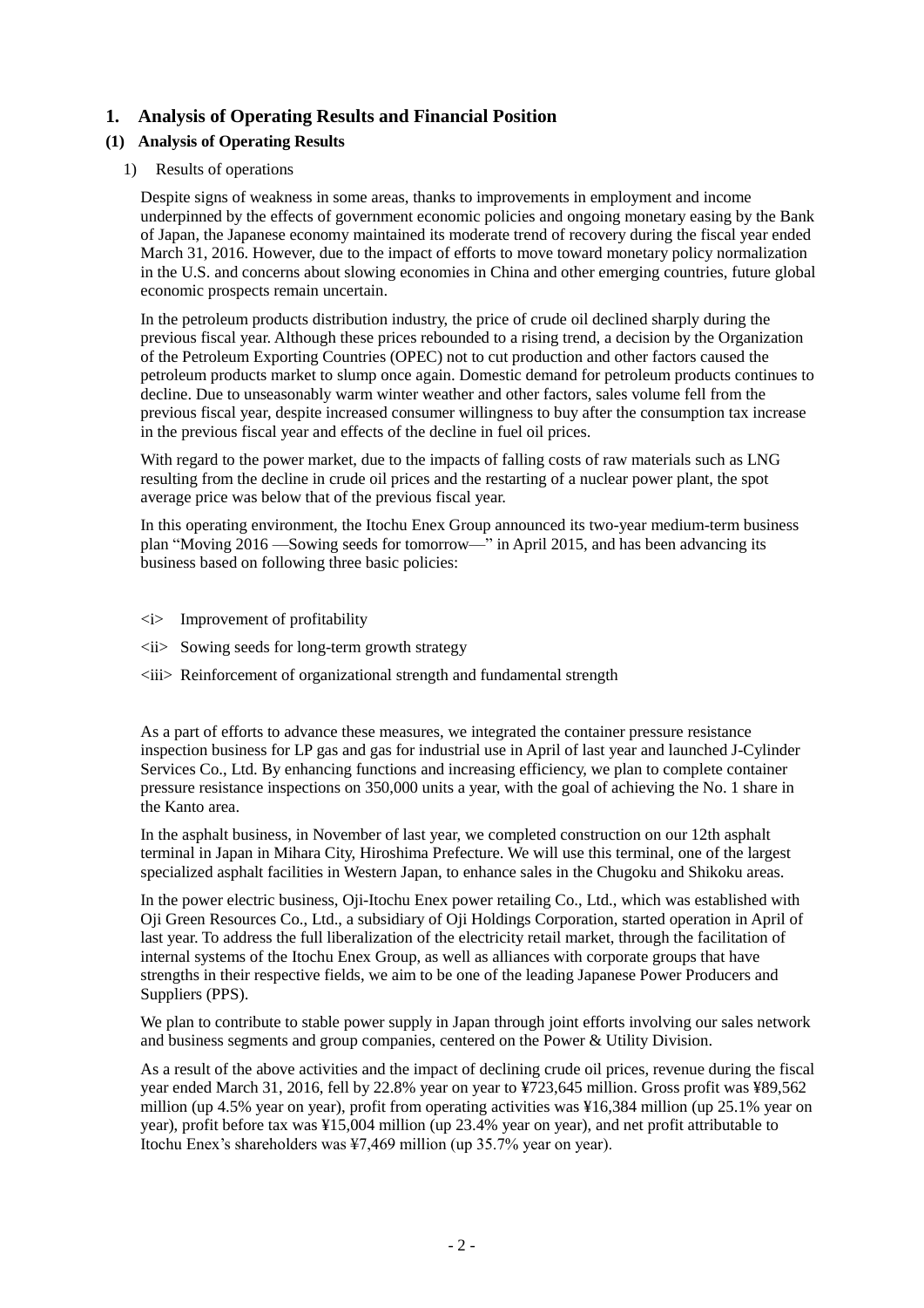# 1. Analysis of Operating Results and Financial Position

## (1) Analysis of Operating Results

1) Results of operations

Despite signs of weakness in some areas, thanks to improvements in employment and income underpinned by the effects of government economic policies and ongoing monetary easing by the Bank of Japan, the Japanese economy maintained its moderate trend of recovery during the fiscal year ended March 31, 2016. However, due to the impact of efforts to move toward monetary policy normalization in the U.S. and concerns about slowing economies in China and other emerging countries, future global economic prospects remain uncertain.

In the petroleum products distribution industry, the price of crude oil declined sharply during the previous fiscal year. Although these prices rebounded to a rising trend, a decision by the Organization of the Petroleum Exporting Countries (OPEC) not to cut production and other factors caused the petroleum products market to slump once again. Domestic demand for petroleum products continues to decline. Due to unseasonably warm winter weather and other factors, sales volume fell from the previous fiscal year, despite increased consumer willingness to buy after the consumption tax increase in the previous fiscal year and effects of the decline in fuel oil prices.

With regard to the power market, due to the impacts of falling costs of raw materials such as LNG resulting from the decline in crude oil prices and the restarting of a nuclear power plant, the spot average price was below that of the previous fiscal year.

In this operating environment, the Itochu Enex Group announced its two-year medium-term business plan "Moving 2016 —Sowing seeds for tomorrow—" in April 2015, and has been advancing its business based on following three basic policies:

<i> Improvement of profitability

<ii> Sowing seeds for long-term growth strategy

<iii> Reinforcement of organizational strength and fundamental strength

As a part of efforts to advance these measures, we integrated the container pressure resistance inspection business for LP gas and gas for industrial use in April of last year and launched J-Cylinder Services Co., Ltd. By enhancing functions and increasing efficiency, we plan to complete container pressure resistance inspections on 350,000 units a year, with the goal of achieving the No. 1 share in the Kanto area.

In the asphalt business, in November of last year, we completed construction on our 12th asphalt terminal in Japan in Mihara City, Hiroshima Prefecture. We will use this terminal, one of the largest specialized asphalt facilities in Western Japan, to enhance sales in the Chugoku and Shikoku areas.

In the power electric business, Oji-Itochu Enex power retailing Co., Ltd., which was established with Oji Green Resources Co., Ltd., a subsidiary of Oji Holdings Corporation, started operation in April of last year. To address the full liberalization of the electricity retail market, through the facilitation of internal systems of the Itochu Enex Group, as well as alliances with corporate groups that have strengths in their respective fields, we aim to be one of the leading Japanese Power Producers and Suppliers (PPS).

We plan to contribute to stable power supply in Japan through joint efforts involving our sales network and business segments and group companies, centered on the Power & Utility Division.

As a result of the above activities and the impact of declining crude oil prices, revenue during the fiscal year ended March 31, 2016, fell by 22.8% year on year to ¥723,645 million. Gross profit was ¥89,562 million (up 4.5% year on year), profit from operating activities was ¥16,384 million (up 25.1% year on year), profit before tax was ¥15,004 million (up 23.4% year on year), and net profit attributable to Itochu Enex's shareholders was ¥7,469 million (up 35.7% year on year).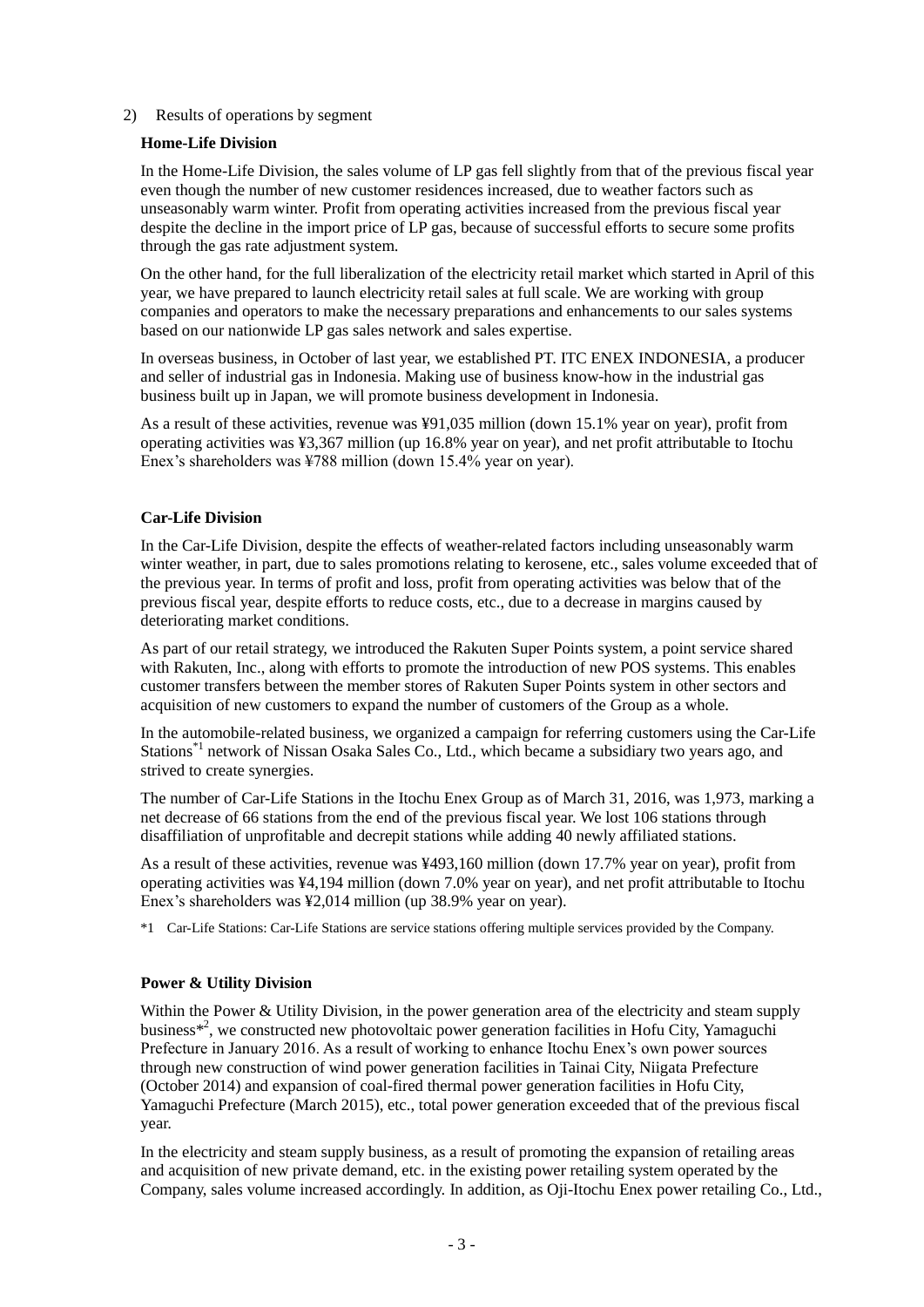2) Results of operations by segment

**Home-Life Division**

In the Home-Life Division, the sales volume of LP gas fell slightly from that of the previous fiscal year even though the number of new customer residences increased, due to weather factors such as unseasonably warm winter. Profit from operating activities increased from the previous fiscal year despite the decline in the import price of LP gas, because of successful efforts to secure some profits through the gas rate adjustment system.

On the other hand, for the full liberalization of the electricity retail market which started in April of this year, we have prepared to launch electricity retail sales at full scale. We are working with group companies and operators to make the necessary preparations and enhancements to our sales systems based on our nationwide LP gas sales network and sales expertise.

In overseas business, in October of last year, we established PT. ITC ENEX INDONESIA, a producer and seller of industrial gas in Indonesia. Making use of business know-how in the industrial gas business built up in Japan, we will promote business development in Indonesia.

As a result of these activities, revenue was ¥91,035 million (down 15.1% year on year), profit from operating activities was ¥3,367 million (up 16.8% year on year), and net profit attributable to Itochu Enex's shareholders was ¥788 million (down 15.4% year on year).

**Car-Life Division**

In the Car-Life Division, despite the effects of weather-related factors including unseasonably warm winter weather, in part, due to sales promotions relating to kerosene, etc., sales volume exceeded that of the previous year. In terms of profit and loss, profit from operating activities was below that of the previous fiscal year, despite efforts to reduce costs, etc., due to a decrease in margins caused by deteriorating market conditions.

As part of our retail strategy, we introduced the Rakuten Super Points system, a point service shared with Rakuten, Inc., along with efforts to promote the introduction of new POS systems. This enables customer transfers between the member stores of Rakuten Super Points system in other sectors and acquisition of new customers to expand the number of customers of the Group as a whole.

In the automobile-related business, we organized a campaign for referring customers using the Car-Life Stations*1 network of Nissan Osaka Sales Co., Ltd., which became a subsidiary two years ago, and strived to create synergies.

The number of Car-Life Stations in the Itochu Enex Group as of March 31, 2016, was 1,973, marking a net decrease of 66 stations from the end of the previous fiscal year. We lost 106 stations through disaffiliation of unprofitable and decrepit stations while adding 40 newly affiliated stations.

As a result of these activities, revenue was ¥493,160 million (down 17.7% year on year), profit from operating activities was ¥4,194 million (down 7.0% year on year), and net profit attributable to Itochu Enex's shareholders was ¥2,014 million (up 38.9% year on year).

*1 Car-Life Stations: Car-Life Stations are service stations offering multiple services provided by the Company.

**Power & Utility Division**

Within the Power & Utility Division, in the power generation area of the electricity and steam supply business*2, we constructed new photovoltaic power generation facilities in Hofu City, Yamaguchi Prefecture in January 2016. As a result of working to enhance Itochu Enex's own power sources through new construction of wind power generation facilities in Tainai City, Niigata Prefecture (October 2014) and expansion of coal-fired thermal power generation facilities in Hofu City, Yamaguchi Prefecture (March 2015), etc., total power generation exceeded that of the previous fiscal year.

In the electricity and steam supply business, as a result of promoting the expansion of retailing areas and acquisition of new private demand, etc. in the existing power retailing system operated by the Company, sales volume increased accordingly. In addition, as Oji-Itochu Enex power retailing Co., Ltd.,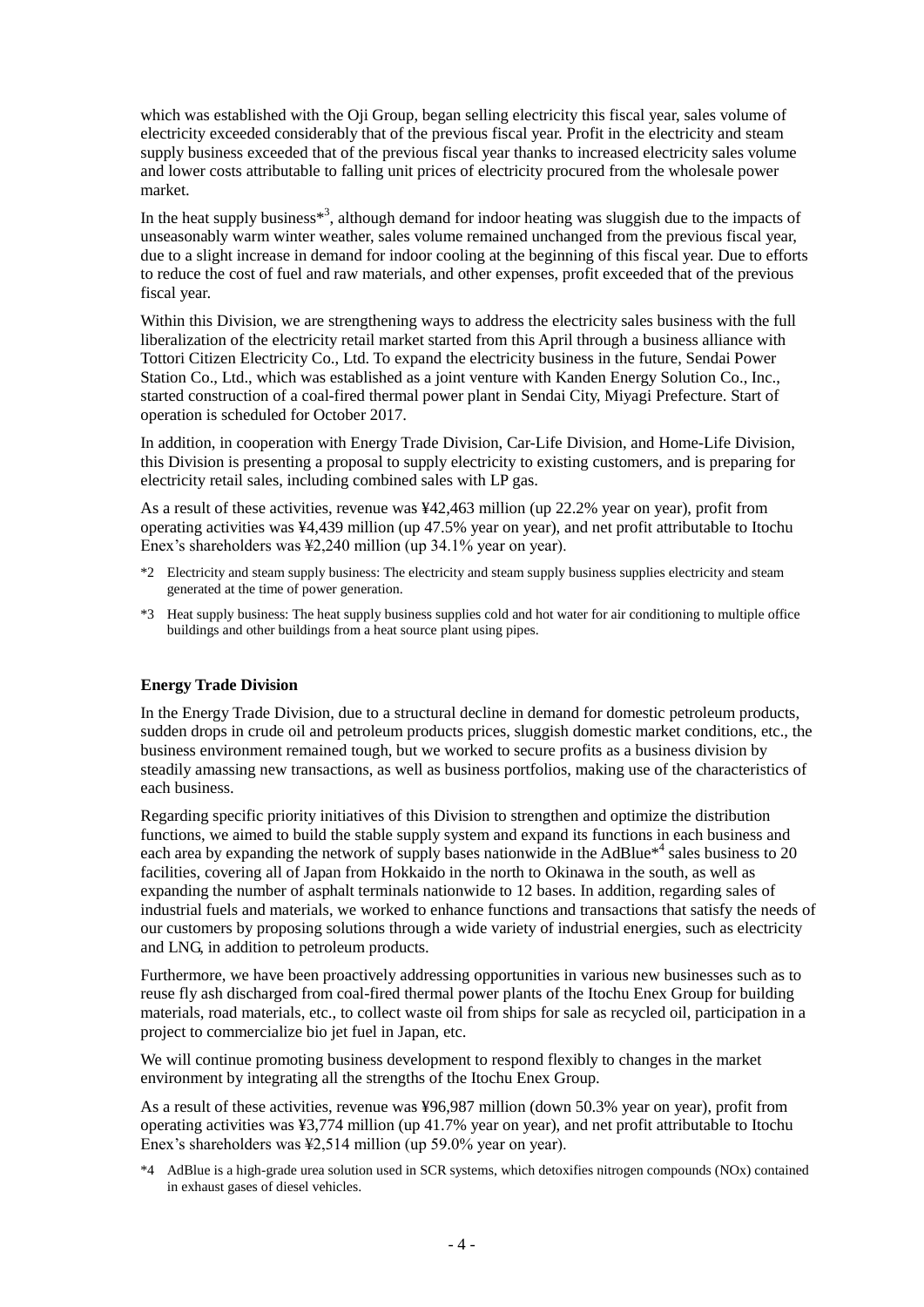which was established with the Oji Group, began selling electricity this fiscal year, sales volume of electricity exceeded considerably that of the previous fiscal year. Profit in the electricity and steam supply business exceeded that of the previous fiscal year thanks to increased electricity sales volume and lower costs attributable to falling unit prices of electricity procured from the wholesale power market.

In the heat supply business*[3], although demand for indoor heating was sluggish due to the impacts of unseasonably warm winter weather, sales volume remained unchanged from the previous fiscal year, due to a slight increase in demand for indoor cooling at the beginning of this fiscal year. Due to efforts to reduce the cost of fuel and raw materials, and other expenses, profit exceeded that of the previous fiscal year.

Within this Division, we are strengthening ways to address the electricity sales business with the full liberalization of the electricity retail market started from this April through a business alliance with Tottori Citizen Electricity Co., Ltd. To expand the electricity business in the future, Sendai Power Station Co., Ltd., which was established as a joint venture with Kanden Energy Solution Co., Inc., started construction of a coal-fired thermal power plant in Sendai City, Miyagi Prefecture. Start of operation is scheduled for October 2017.

In addition, in cooperation with Energy Trade Division, Car-Life Division, and Home-Life Division, this Division is presenting a proposal to supply electricity to existing customers, and is preparing for electricity retail sales, including combined sales with LP gas.

As a result of these activities, revenue was ¥42,463 million (up 22.2% year on year), profit from operating activities was ¥4,439 million (up 47.5% year on year), and net profit attributable to Itochu Enex's shareholders was ¥2,240 million (up 34.1% year on year).

*2 Electricity and steam supply business: The electricity and steam supply business supplies electricity and steam generated at the time of power generation.

*3 Heat supply business: The heat supply business supplies cold and hot water for air conditioning to multiple office buildings and other buildings from a heat source plant using pipes.

**Energy Trade Division**

In the Energy Trade Division, due to a structural decline in demand for domestic petroleum products, sudden drops in crude oil and petroleum products prices, sluggish domestic market conditions, etc., the business environment remained tough, but we worked to secure profits as a business division by steadily amassing new transactions, as well as business portfolios, making use of the characteristics of each business.

Regarding specific priority initiatives of this Division to strengthen and optimize the distribution functions, we aimed to build the stable supply system and expand its functions in each business and each area by expanding the network of supply bases nationwide in the AdBlue*[4] sales business to 20 facilities, covering all of Japan from Hokkaido in the north to Okinawa in the south, as well as expanding the number of asphalt terminals nationwide to 12 bases. In addition, regarding sales of industrial fuels and materials, we worked to enhance functions and transactions that satisfy the needs of our customers by proposing solutions through a wide variety of industrial energies, such as electricity and LNG, in addition to petroleum products.

Furthermore, we have been proactively addressing opportunities in various new businesses such as to reuse fly ash discharged from coal-fired thermal power plants of the Itochu Enex Group for building materials, road materials, etc., to collect waste oil from ships for sale as recycled oil, participation in a project to commercialize bio jet fuel in Japan, etc.

We will continue promoting business development to respond flexibly to changes in the market environment by integrating all the strengths of the Itochu Enex Group.

As a result of these activities, revenue was ¥96,987 million (down 50.3% year on year), profit from operating activities was ¥3,774 million (up 41.7% year on year), and net profit attributable to Itochu Enex's shareholders was ¥2,514 million (up 59.0% year on year).

*4 AdBlue is a high-grade urea solution used in SCR systems, which detoxifies nitrogen compounds (NOx) contained in exhaust gases of diesel vehicles.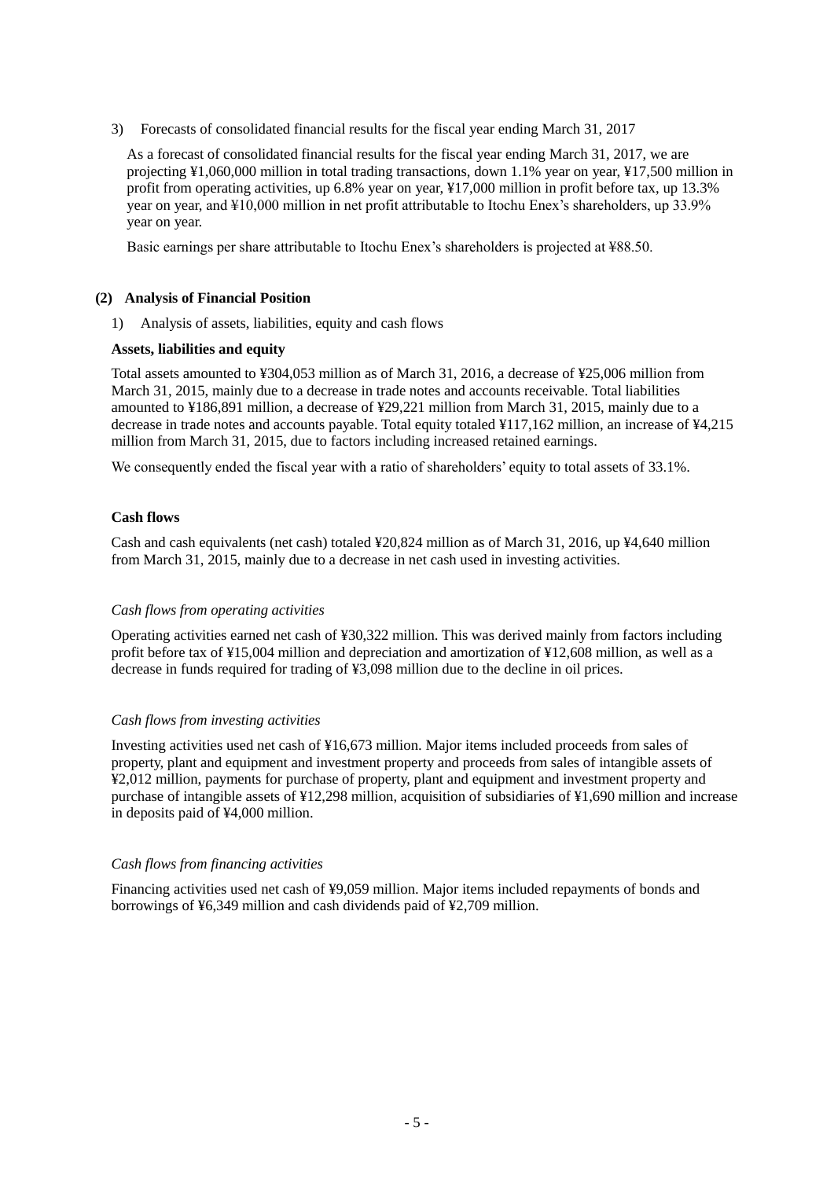3) Forecasts of consolidated financial results for the fiscal year ending March 31, 2017

As a forecast of consolidated financial results for the fiscal year ending March 31, 2017, we are projecting ¥1,060,000 million in total trading transactions, down 1.1% year on year, ¥17,500 million in profit from operating activities, up 6.8% year on year, ¥17,000 million in profit before tax, up 13.3% year on year, and ¥10,000 million in net profit attributable to Itochu Enex's shareholders, up 33.9% year on year.

Basic earnings per share attributable to Itochu Enex's shareholders is projected at ¥88.50.

## (2) Analysis of Financial Position

1) Analysis of assets, liabilities, equity and cash flows

**Assets, liabilities and equity**

Total assets amounted to ¥304,053 million as of March 31, 2016, a decrease of ¥25,006 million from March 31, 2015, mainly due to a decrease in trade notes and accounts receivable. Total liabilities amounted to ¥186,891 million, a decrease of ¥29,221 million from March 31, 2015, mainly due to a decrease in trade notes and accounts payable. Total equity totaled ¥117,162 million, an increase of ¥4,215 million from March 31, 2015, due to factors including increased retained earnings.

We consequently ended the fiscal year with a ratio of shareholders' equity to total assets of 33.1%.

**Cash flows**

Cash and cash equivalents (net cash) totaled ¥20,824 million as of March 31, 2016, up ¥4,640 million from March 31, 2015, mainly due to a decrease in net cash used in investing activities.

*Cash flows from operating activities*

Operating activities earned net cash of ¥30,322 million. This was derived mainly from factors including profit before tax of ¥15,004 million and depreciation and amortization of ¥12,608 million, as well as a decrease in funds required for trading of ¥3,098 million due to the decline in oil prices.

*Cash flows from investing activities*

Investing activities used net cash of ¥16,673 million. Major items included proceeds from sales of property, plant and equipment and investment property and proceeds from sales of intangible assets of ¥2,012 million, payments for purchase of property, plant and equipment and investment property and purchase of intangible assets of ¥12,298 million, acquisition of subsidiaries of ¥1,690 million and increase in deposits paid of ¥4,000 million.

*Cash flows from financing activities*

Financing activities used net cash of ¥9,059 million. Major items included repayments of bonds and borrowings of ¥6,349 million and cash dividends paid of ¥2,709 million.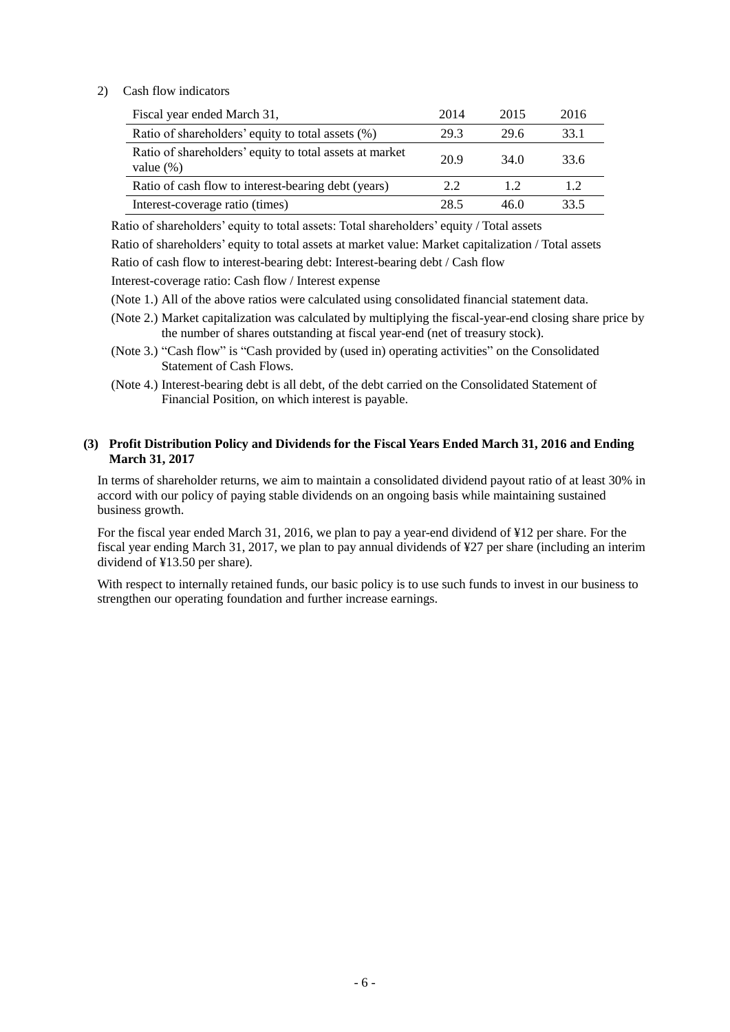2) Cash flow indicators

| Fiscal year ended March 31, | 2014 | 2015 | 2016 |
|---|---|---|---|
| Ratio of shareholders' equity to total assets (%) | 29.3 | 29.6 | 33.1 |
| Ratio of shareholders' equity to total assets at market value (%) | 20.9 | 34.0 | 33.6 |
| Ratio of cash flow to interest-bearing debt (years) | 2.2 | 1.2 | 1.2 |
| Interest-coverage ratio (times) | 28.5 | 46.0 | 33.5 |

Ratio of shareholders' equity to total assets: Total shareholders' equity / Total assets

Ratio of shareholders' equity to total assets at market value: Market capitalization / Total assets

Ratio of cash flow to interest-bearing debt: Interest-bearing debt / Cash flow

Interest-coverage ratio: Cash flow / Interest expense

(Note 1.) All of the above ratios were calculated using consolidated financial statement data.

(Note 2.) Market capitalization was calculated by multiplying the fiscal-year-end closing share price by the number of shares outstanding at fiscal year-end (net of treasury stock).

(Note 3.) "Cash flow" is "Cash provided by (used in) operating activities" on the Consolidated Statement of Cash Flows.

(Note 4.) Interest-bearing debt is all debt, of the debt carried on the Consolidated Statement of Financial Position, on which interest is payable.

### (3) Profit Distribution Policy and Dividends for the Fiscal Years Ended March 31, 2016 and Ending March 31, 2017

In terms of shareholder returns, we aim to maintain a consolidated dividend payout ratio of at least 30% in accord with our policy of paying stable dividends on an ongoing basis while maintaining sustained business growth.

For the fiscal year ended March 31, 2016, we plan to pay a year-end dividend of ¥12 per share. For the fiscal year ending March 31, 2017, we plan to pay annual dividends of ¥27 per share (including an interim dividend of ¥13.50 per share).

With respect to internally retained funds, our basic policy is to use such funds to invest in our business to strengthen our operating foundation and further increase earnings.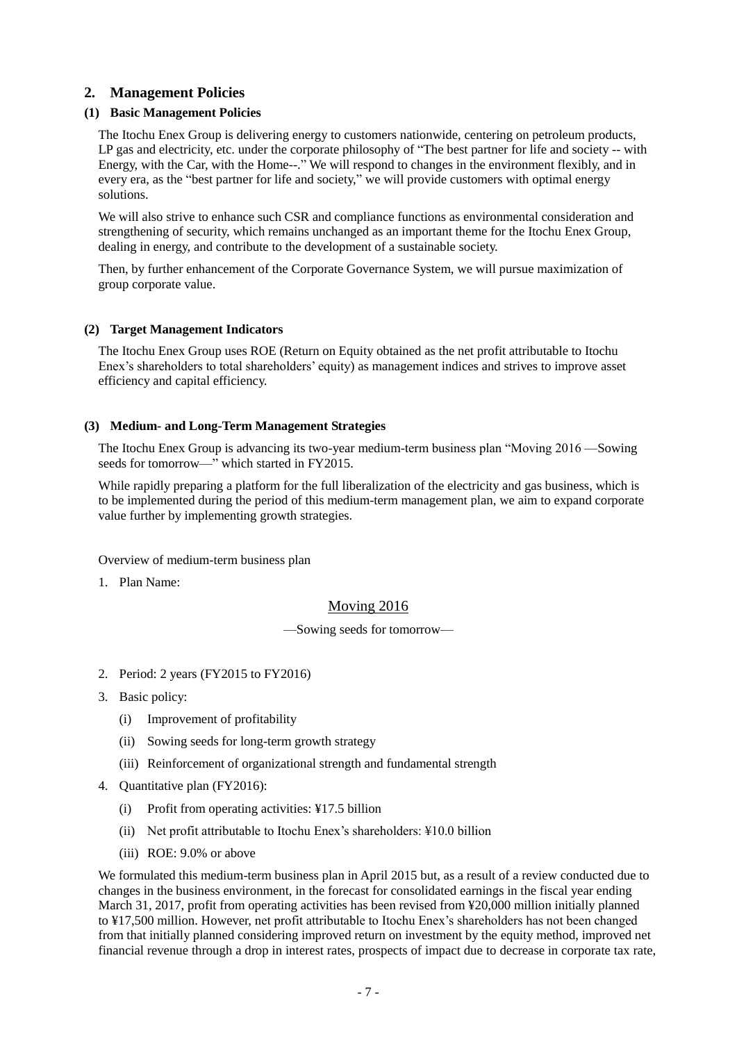## 2. Management Policies

### (1) Basic Management Policies

The Itochu Enex Group is delivering energy to customers nationwide, centering on petroleum products, LP gas and electricity, etc. under the corporate philosophy of "The best partner for life and society -- with Energy, with the Car, with the Home--." We will respond to changes in the environment flexibly, and in every era, as the "best partner for life and society," we will provide customers with optimal energy solutions.

We will also strive to enhance such CSR and compliance functions as environmental consideration and strengthening of security, which remains unchanged as an important theme for the Itochu Enex Group, dealing in energy, and contribute to the development of a sustainable society.

Then, by further enhancement of the Corporate Governance System, we will pursue maximization of group corporate value.

### (2) Target Management Indicators

The Itochu Enex Group uses ROE (Return on Equity obtained as the net profit attributable to Itochu Enex's shareholders to total shareholders' equity) as management indices and strives to improve asset efficiency and capital efficiency.

### (3) Medium- and Long-Term Management Strategies

The Itochu Enex Group is advancing its two-year medium-term business plan "Moving 2016 —Sowing seeds for tomorrow—" which started in FY2015.

While rapidly preparing a platform for the full liberalization of the electricity and gas business, which is to be implemented during the period of this medium-term management plan, we aim to expand corporate value further by implementing growth strategies.

Overview of medium-term business plan

1. Plan Name:

<u>Moving 2016</u>

—Sowing seeds for tomorrow—

2. Period: 2 years (FY2015 to FY2016)
3. Basic policy:
   - (i) Improvement of profitability
   - (ii) Sowing seeds for long-term growth strategy
   - (iii) Reinforcement of organizational strength and fundamental strength
4. Quantitative plan (FY2016):
   - (i) Profit from operating activities: ¥17.5 billion
   - (ii) Net profit attributable to Itochu Enex's shareholders: ¥10.0 billion
   - (iii) ROE: 9.0% or above

We formulated this medium-term business plan in April 2015 but, as a result of a review conducted due to changes in the business environment, in the forecast for consolidated earnings in the fiscal year ending March 31, 2017, profit from operating activities has been revised from ¥20,000 million initially planned to ¥17,500 million. However, net profit attributable to Itochu Enex's shareholders has not been changed from that initially planned considering improved return on investment by the equity method, improved net financial revenue through a drop in interest rates, prospects of impact due to decrease in corporate tax rate,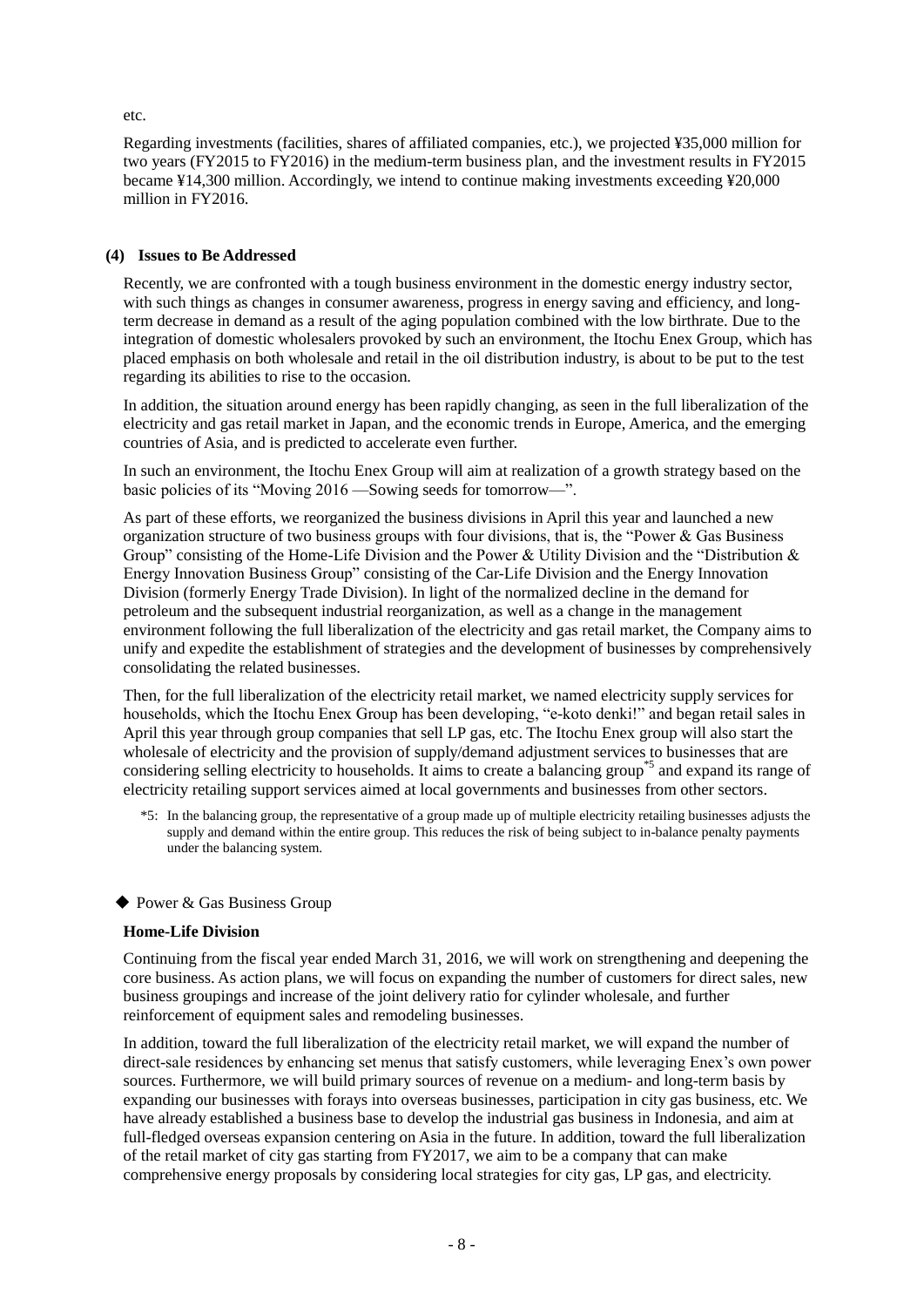etc.

Regarding investments (facilities, shares of affiliated companies, etc.), we projected ¥35,000 million for two years (FY2015 to FY2016) in the medium-term business plan, and the investment results in FY2015 became ¥14,300 million. Accordingly, we intend to continue making investments exceeding ¥20,000 million in FY2016.

### (4) Issues to Be Addressed

Recently, we are confronted with a tough business environment in the domestic energy industry sector, with such things as changes in consumer awareness, progress in energy saving and efficiency, and long-term decrease in demand as a result of the aging population combined with the low birthrate. Due to the integration of domestic wholesalers provoked by such an environment, the Itochu Enex Group, which has placed emphasis on both wholesale and retail in the oil distribution industry, is about to be put to the test regarding its abilities to rise to the occasion.

In addition, the situation around energy has been rapidly changing, as seen in the full liberalization of the electricity and gas retail market in Japan, and the economic trends in Europe, America, and the emerging countries of Asia, and is predicted to accelerate even further.

In such an environment, the Itochu Enex Group will aim at realization of a growth strategy based on the basic policies of its "Moving 2016 —Sowing seeds for tomorrow—".

As part of these efforts, we reorganized the business divisions in April this year and launched a new organization structure of two business groups with four divisions, that is, the "Power & Gas Business Group" consisting of the Home-Life Division and the Power & Utility Division and the "Distribution & Energy Innovation Business Group" consisting of the Car-Life Division and the Energy Innovation Division (formerly Energy Trade Division). In light of the normalized decline in the demand for petroleum and the subsequent industrial reorganization, as well as a change in the management environment following the full liberalization of the electricity and gas retail market, the Company aims to unify and expedite the establishment of strategies and the development of businesses by comprehensively consolidating the related businesses.

Then, for the full liberalization of the electricity retail market, we named electricity supply services for households, which the Itochu Enex Group has been developing, "e-koto denki!" and began retail sales in April this year through group companies that sell LP gas, etc. The Itochu Enex group will also start the wholesale of electricity and the provision of supply/demand adjustment services to businesses that are considering selling electricity to households. It aims to create a balancing group[*5] and expand its range of electricity retailing support services aimed at local governments and businesses from other sectors.

*5: In the balancing group, the representative of a group made up of multiple electricity retailing businesses adjusts the supply and demand within the entire group. This reduces the risk of being subject to in-balance penalty payments under the balancing system.

◆ Power & Gas Business Group

**Home-Life Division**

Continuing from the fiscal year ended March 31, 2016, we will work on strengthening and deepening the core business. As action plans, we will focus on expanding the number of customers for direct sales, new business groupings and increase of the joint delivery ratio for cylinder wholesale, and further reinforcement of equipment sales and remodeling businesses.

In addition, toward the full liberalization of the electricity retail market, we will expand the number of direct-sale residences by enhancing set menus that satisfy customers, while leveraging Enex's own power sources. Furthermore, we will build primary sources of revenue on a medium- and long-term basis by expanding our businesses with forays into overseas businesses, participation in city gas business, etc. We have already established a business base to develop the industrial gas business in Indonesia, and aim at full-fledged overseas expansion centering on Asia in the future. In addition, toward the full liberalization of the retail market of city gas starting from FY2017, we aim to be a company that can make comprehensive energy proposals by considering local strategies for city gas, LP gas, and electricity.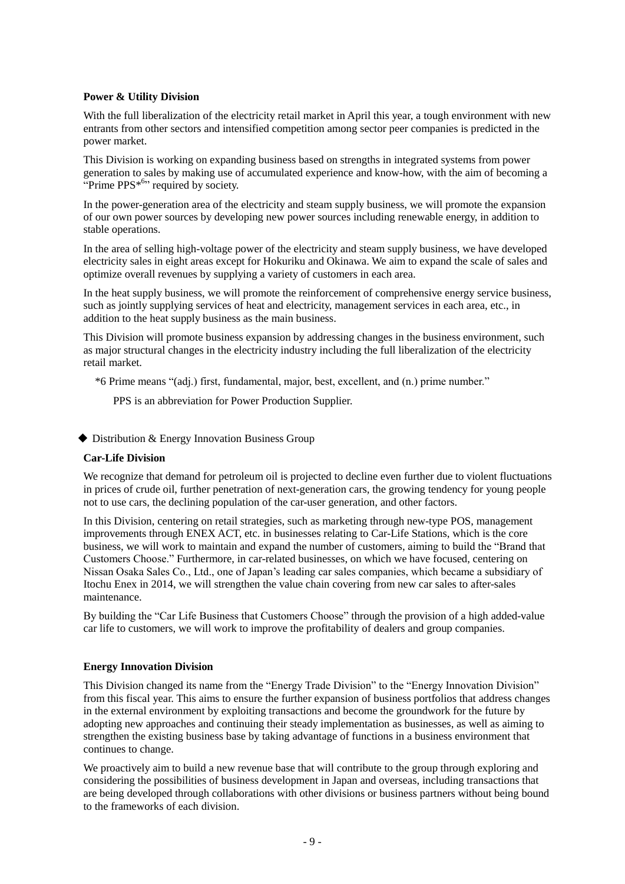**Power & Utility Division**

With the full liberalization of the electricity retail market in April this year, a tough environment with new entrants from other sectors and intensified competition among sector peer companies is predicted in the power market.

This Division is working on expanding business based on strengths in integrated systems from power generation to sales by making use of accumulated experience and know-how, with the aim of becoming a "Prime PPS*[6]" required by society.

In the power-generation area of the electricity and steam supply business, we will promote the expansion of our own power sources by developing new power sources including renewable energy, in addition to stable operations.

In the area of selling high-voltage power of the electricity and steam supply business, we have developed electricity sales in eight areas except for Hokuriku and Okinawa. We aim to expand the scale of sales and optimize overall revenues by supplying a variety of customers in each area.

In the heat supply business, we will promote the reinforcement of comprehensive energy service business, such as jointly supplying services of heat and electricity, management services in each area, etc., in addition to the heat supply business as the main business.

This Division will promote business expansion by addressing changes in the business environment, such as major structural changes in the electricity industry including the full liberalization of the electricity retail market.

*6 Prime means "(adj.) first, fundamental, major, best, excellent, and (n.) prime number."

PPS is an abbreviation for Power Production Supplier.

◆ Distribution & Energy Innovation Business Group

**Car-Life Division**

We recognize that demand for petroleum oil is projected to decline even further due to violent fluctuations in prices of crude oil, further penetration of next-generation cars, the growing tendency for young people not to use cars, the declining population of the car-user generation, and other factors.

In this Division, centering on retail strategies, such as marketing through new-type POS, management improvements through ENEX ACT, etc. in businesses relating to Car-Life Stations, which is the core business, we will work to maintain and expand the number of customers, aiming to build the "Brand that Customers Choose." Furthermore, in car-related businesses, on which we have focused, centering on Nissan Osaka Sales Co., Ltd., one of Japan's leading car sales companies, which became a subsidiary of Itochu Enex in 2014, we will strengthen the value chain covering from new car sales to after-sales maintenance.

By building the "Car Life Business that Customers Choose" through the provision of a high added-value car life to customers, we will work to improve the profitability of dealers and group companies.

**Energy Innovation Division**

This Division changed its name from the "Energy Trade Division" to the "Energy Innovation Division" from this fiscal year. This aims to ensure the further expansion of business portfolios that address changes in the external environment by exploiting transactions and become the groundwork for the future by adopting new approaches and continuing their steady implementation as businesses, as well as aiming to strengthen the existing business base by taking advantage of functions in a business environment that continues to change.

We proactively aim to build a new revenue base that will contribute to the group through exploring and considering the possibilities of business development in Japan and overseas, including transactions that are being developed through collaborations with other divisions or business partners without being bound to the frameworks of each division.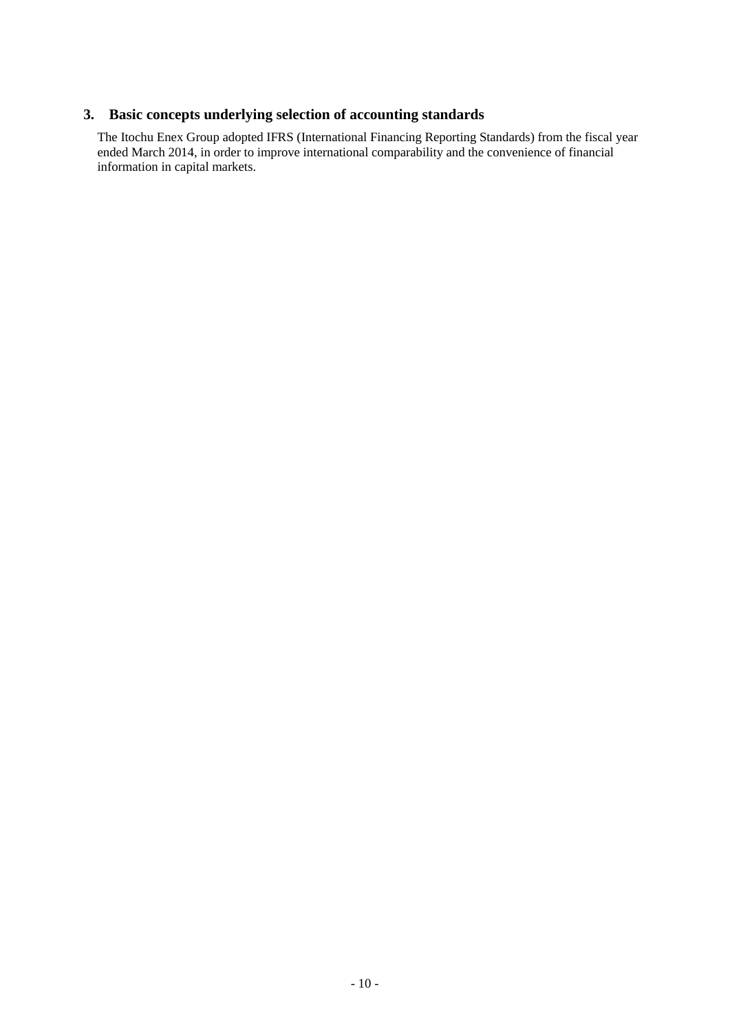## 3. Basic concepts underlying selection of accounting standards

The Itochu Enex Group adopted IFRS (International Financing Reporting Standards) from the fiscal year ended March 2014, in order to improve international comparability and the convenience of financial information in capital markets.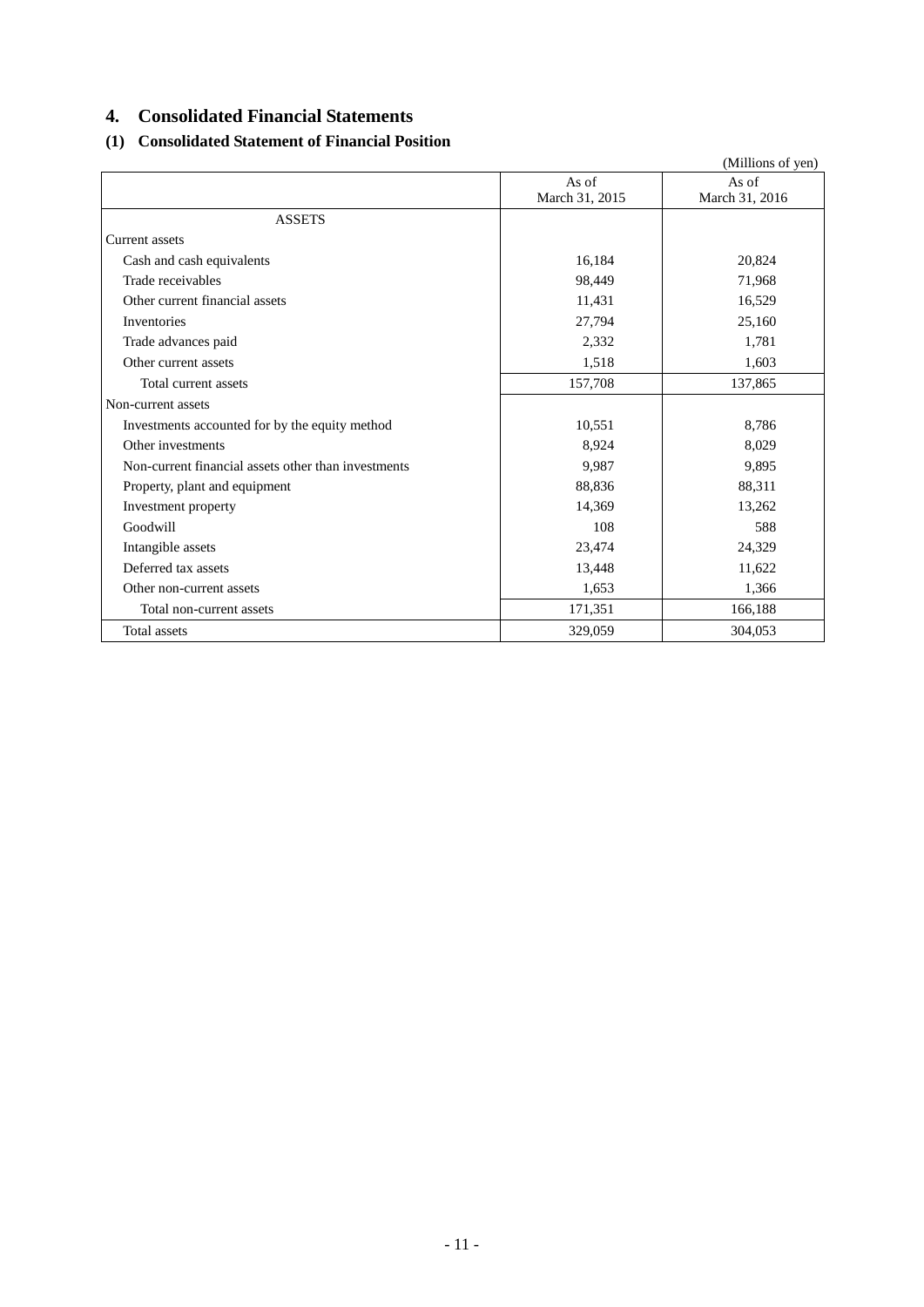## 4. Consolidated Financial Statements

### (1) Consolidated Statement of Financial Position

(Millions of yen)

| | As of March 31, 2015 | As of March 31, 2016 |
|---|---|---|
| ASSETS | | |
| Current assets | | |
| Cash and cash equivalents | 16,184 | 20,824 |
| Trade receivables | 98,449 | 71,968 |
| Other current financial assets | 11,431 | 16,529 |
| Inventories | 27,794 | 25,160 |
| Trade advances paid | 2,332 | 1,781 |
| Other current assets | 1,518 | 1,603 |
| Total current assets | 157,708 | 137,865 |
| Non-current assets | | |
| Investments accounted for by the equity method | 10,551 | 8,786 |
| Other investments | 8,924 | 8,029 |
| Non-current financial assets other than investments | 9,987 | 9,895 |
| Property, plant and equipment | 88,836 | 88,311 |
| Investment property | 14,369 | 13,262 |
| Goodwill | 108 | 588 |
| Intangible assets | 23,474 | 24,329 |
| Deferred tax assets | 13,448 | 11,622 |
| Other non-current assets | 1,653 | 1,366 |
| Total non-current assets | 171,351 | 166,188 |
| Total assets | 329,059 | 304,053 |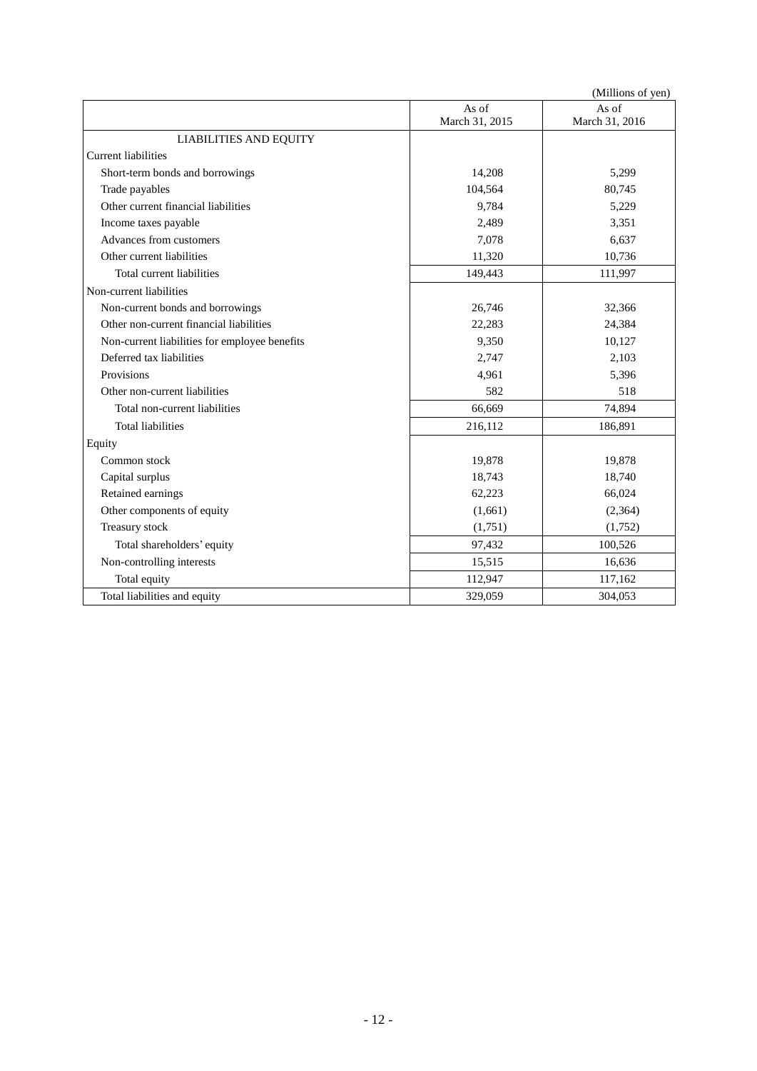(Millions of yen)

| | As of March 31, 2015 | As of March 31, 2016 |
|---|---|---|
| LIABILITIES AND EQUITY | | |
| Current liabilities | | |
| Short-term bonds and borrowings | 14,208 | 5,299 |
| Trade payables | 104,564 | 80,745 |
| Other current financial liabilities | 9,784 | 5,229 |
| Income taxes payable | 2,489 | 3,351 |
| Advances from customers | 7,078 | 6,637 |
| Other current liabilities | 11,320 | 10,736 |
| Total current liabilities | 149,443 | 111,997 |
| Non-current liabilities | | |
| Non-current bonds and borrowings | 26,746 | 32,366 |
| Other non-current financial liabilities | 22,283 | 24,384 |
| Non-current liabilities for employee benefits | 9,350 | 10,127 |
| Deferred tax liabilities | 2,747 | 2,103 |
| Provisions | 4,961 | 5,396 |
| Other non-current liabilities | 582 | 518 |
| Total non-current liabilities | 66,669 | 74,894 |
| Total liabilities | 216,112 | 186,891 |
| Equity | | |
| Common stock | 19,878 | 19,878 |
| Capital surplus | 18,743 | 18,740 |
| Retained earnings | 62,223 | 66,024 |
| Other components of equity | (1,661) | (2,364) |
| Treasury stock | (1,751) | (1,752) |
| Total shareholders' equity | 97,432 | 100,526 |
| Non-controlling interests | 15,515 | 16,636 |
| Total equity | 112,947 | 117,162 |
| Total liabilities and equity | 329,059 | 304,053 |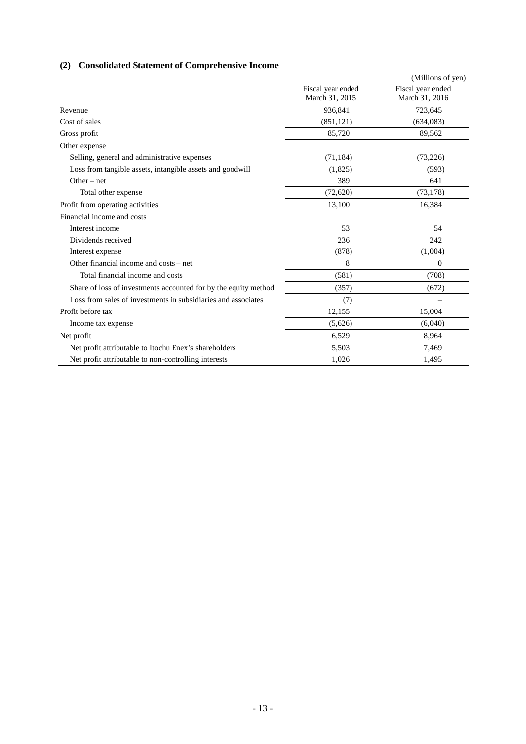### (2) Consolidated Statement of Comprehensive Income

(Millions of yen)

| | Fiscal year ended March 31, 2015 | Fiscal year ended March 31, 2016 |
|---|---|---|
| Revenue | 936,841 | 723,645 |
| Cost of sales | (851,121) | (634,083) |
| Gross profit | 85,720 | 89,562 |
| Other expense | | |
| Selling, general and administrative expenses | (71,184) | (73,226) |
| Loss from tangible assets, intangible assets and goodwill | (1,825) | (593) |
| Other – net | 389 | 641 |
| Total other expense | (72,620) | (73,178) |
| Profit from operating activities | 13,100 | 16,384 |
| Financial income and costs | | |
| Interest income | 53 | 54 |
| Dividends received | 236 | 242 |
| Interest expense | (878) | (1,004) |
| Other financial income and costs – net | 8 | 0 |
| Total financial income and costs | (581) | (708) |
| Share of loss of investments accounted for by the equity method | (357) | (672) |
| Loss from sales of investments in subsidiaries and associates | (7) | – |
| Profit before tax | 12,155 | 15,004 |
| Income tax expense | (5,626) | (6,040) |
| Net profit | 6,529 | 8,964 |
| Net profit attributable to Itochu Enex's shareholders | 5,503 | 7,469 |
| Net profit attributable to non-controlling interests | 1,026 | 1,495 |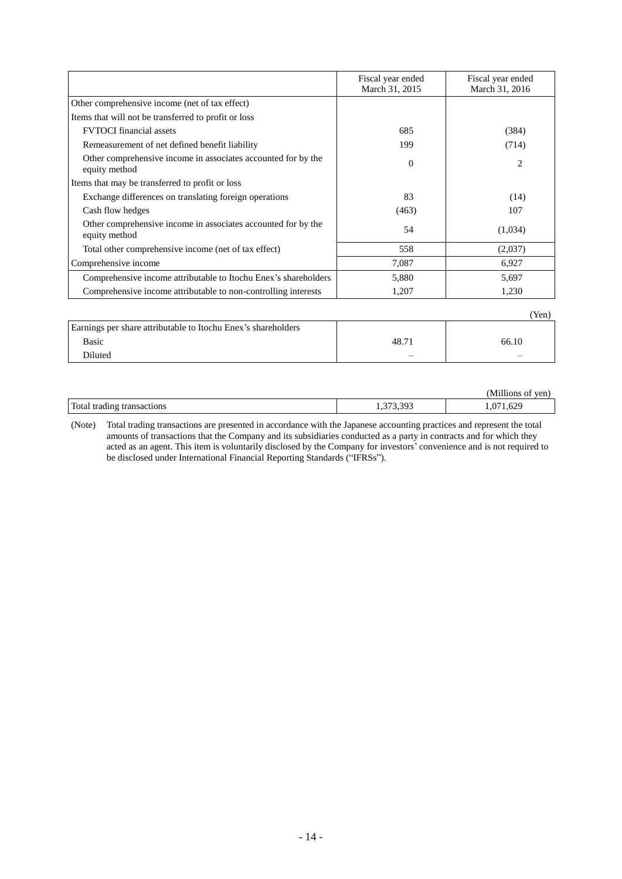| | Fiscal year ended March 31, 2015 | Fiscal year ended March 31, 2016 |
|---|---|---|
| Other comprehensive income (net of tax effect) | | |
| Items that will not be transferred to profit or loss | | |
| FVTOCI financial assets | 685 | (384) |
| Remeasurement of net defined benefit liability | 199 | (714) |
| Other comprehensive income in associates accounted for by the equity method | 0 | 2 |
| Items that may be transferred to profit or loss | | |
| Exchange differences on translating foreign operations | 83 | (14) |
| Cash flow hedges | (463) | 107 |
| Other comprehensive income in associates accounted for by the equity method | 54 | (1,034) |
| Total other comprehensive income (net of tax effect) | 558 | (2,037) |
| Comprehensive income | 7,087 | 6,927 |
| Comprehensive income attributable to Itochu Enex's shareholders | 5,880 | 5,697 |
| Comprehensive income attributable to non-controlling interests | 1,207 | 1,230 |

(Yen)

| | | |
|---|---|---|
| Earnings per share attributable to Itochu Enex's shareholders | | |
| Basic | 48.71 | 66.10 |
| Diluted | – | – |

(Millions of yen)

| | | |
|---|---|---|
| Total trading transactions | 1,373,393 | 1,071,629 |

(Note) Total trading transactions are presented in accordance with the Japanese accounting practices and represent the total amounts of transactions that the Company and its subsidiaries conducted as a party in contracts and for which they acted as an agent. This item is voluntarily disclosed by the Company for investors' convenience and is not required to be disclosed under International Financial Reporting Standards ("IFRSs").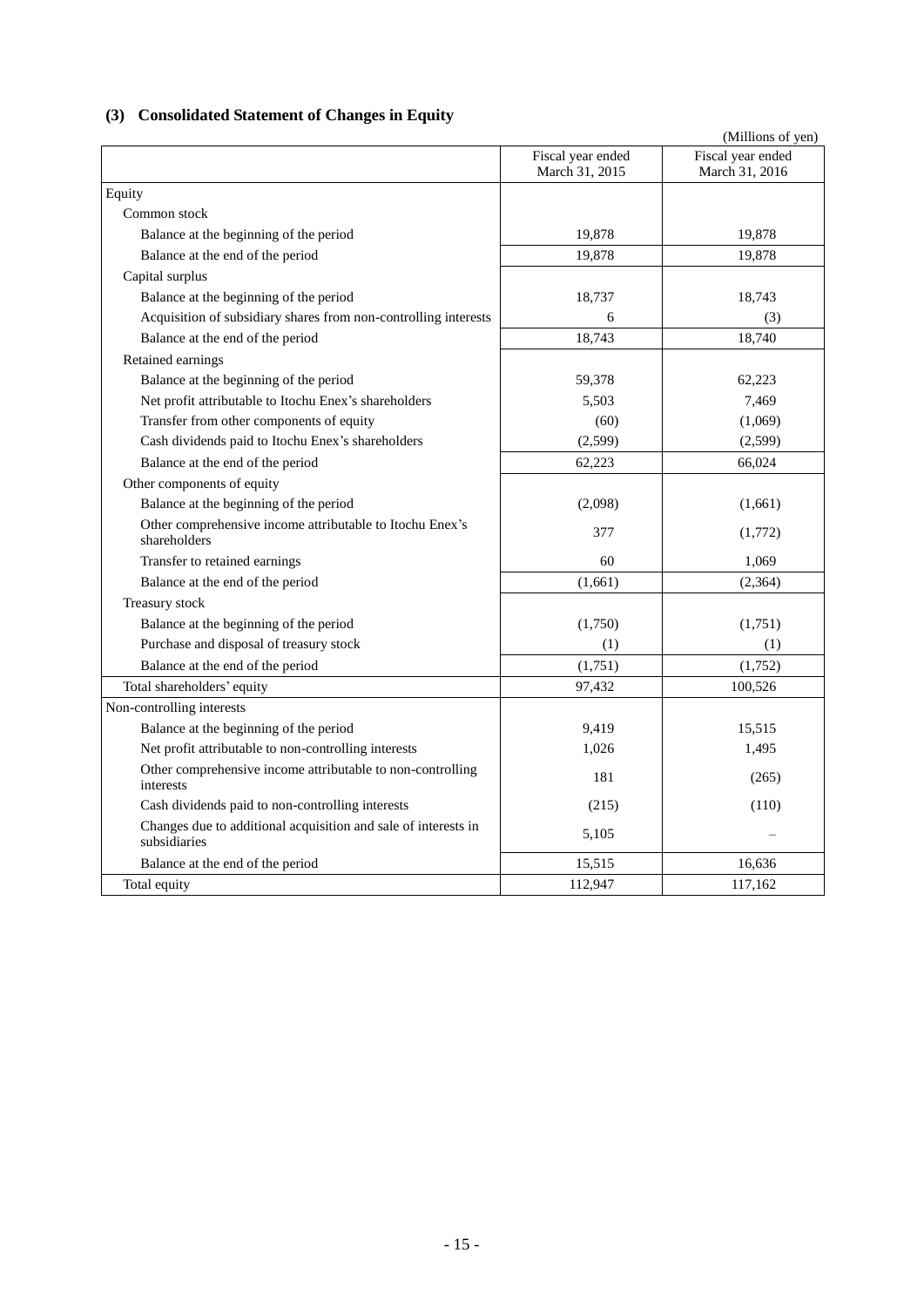### (3) Consolidated Statement of Changes in Equity

(Millions of yen)

| | Fiscal year ended March 31, 2015 | Fiscal year ended March 31, 2016 |
|---|---|---|
| Equity | | |
| Common stock | | |
| Balance at the beginning of the period | 19,878 | 19,878 |
| Balance at the end of the period | 19,878 | 19,878 |
| Capital surplus | | |
| Balance at the beginning of the period | 18,737 | 18,743 |
| Acquisition of subsidiary shares from non-controlling interests | 6 | (3) |
| Balance at the end of the period | 18,743 | 18,740 |
| Retained earnings | | |
| Balance at the beginning of the period | 59,378 | 62,223 |
| Net profit attributable to Itochu Enex's shareholders | 5,503 | 7,469 |
| Transfer from other components of equity | (60) | (1,069) |
| Cash dividends paid to Itochu Enex's shareholders | (2,599) | (2,599) |
| Balance at the end of the period | 62,223 | 66,024 |
| Other components of equity | | |
| Balance at the beginning of the period | (2,098) | (1,661) |
| Other comprehensive income attributable to Itochu Enex's shareholders | 377 | (1,772) |
| Transfer to retained earnings | 60 | 1,069 |
| Balance at the end of the period | (1,661) | (2,364) |
| Treasury stock | | |
| Balance at the beginning of the period | (1,750) | (1,751) |
| Purchase and disposal of treasury stock | (1) | (1) |
| Balance at the end of the period | (1,751) | (1,752) |
| Total shareholders' equity | 97,432 | 100,526 |
| Non-controlling interests | | |
| Balance at the beginning of the period | 9,419 | 15,515 |
| Net profit attributable to non-controlling interests | 1,026 | 1,495 |
| Other comprehensive income attributable to non-controlling interests | 181 | (265) |
| Cash dividends paid to non-controlling interests | (215) | (110) |
| Changes due to additional acquisition and sale of interests in subsidiaries | 5,105 | – |
| Balance at the end of the period | 15,515 | 16,636 |
| Total equity | 112,947 | 117,162 |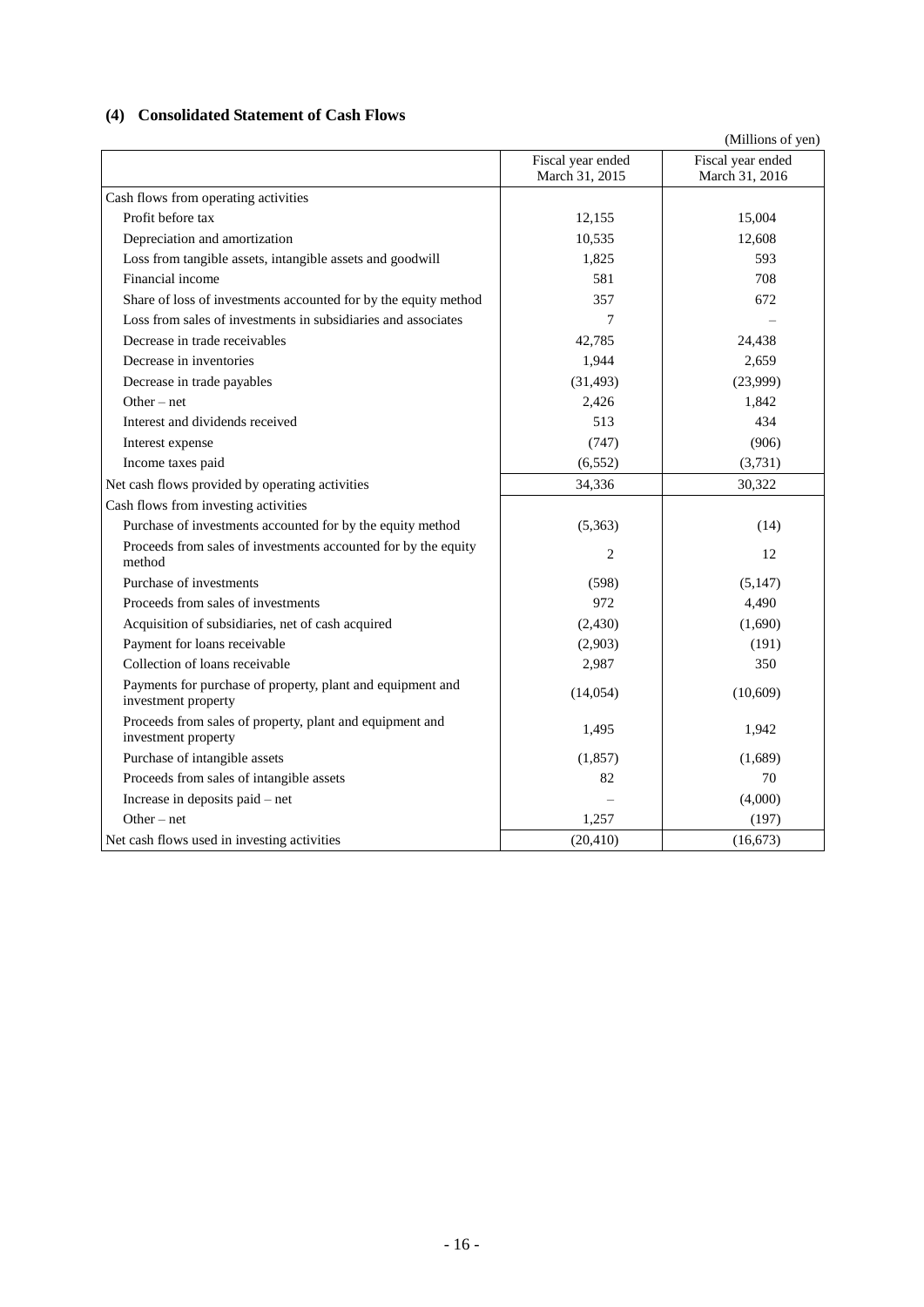### (4) Consolidated Statement of Cash Flows

(Millions of yen)

| | Fiscal year ended March 31, 2015 | Fiscal year ended March 31, 2016 |
|---|---|---|
| Cash flows from operating activities | | |
| Profit before tax | 12,155 | 15,004 |
| Depreciation and amortization | 10,535 | 12,608 |
| Loss from tangible assets, intangible assets and goodwill | 1,825 | 593 |
| Financial income | 581 | 708 |
| Share of loss of investments accounted for by the equity method | 357 | 672 |
| Loss from sales of investments in subsidiaries and associates | 7 | – |
| Decrease in trade receivables | 42,785 | 24,438 |
| Decrease in inventories | 1,944 | 2,659 |
| Decrease in trade payables | (31,493) | (23,999) |
| Other – net | 2,426 | 1,842 |
| Interest and dividends received | 513 | 434 |
| Interest expense | (747) | (906) |
| Income taxes paid | (6,552) | (3,731) |
| Net cash flows provided by operating activities | 34,336 | 30,322 |
| Cash flows from investing activities | | |
| Purchase of investments accounted for by the equity method | (5,363) | (14) |
| Proceeds from sales of investments accounted for by the equity method | 2 | 12 |
| Purchase of investments | (598) | (5,147) |
| Proceeds from sales of investments | 972 | 4,490 |
| Acquisition of subsidiaries, net of cash acquired | (2,430) | (1,690) |
| Payment for loans receivable | (2,903) | (191) |
| Collection of loans receivable | 2,987 | 350 |
| Payments for purchase of property, plant and equipment and investment property | (14,054) | (10,609) |
| Proceeds from sales of property, plant and equipment and investment property | 1,495 | 1,942 |
| Purchase of intangible assets | (1,857) | (1,689) |
| Proceeds from sales of intangible assets | 82 | 70 |
| Increase in deposits paid – net | – | (4,000) |
| Other – net | 1,257 | (197) |
| Net cash flows used in investing activities | (20,410) | (16,673) |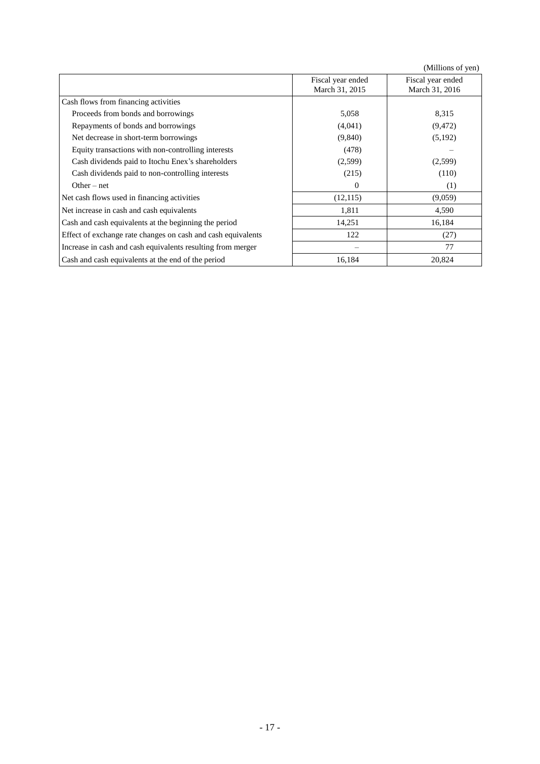(Millions of yen)

| | Fiscal year ended March 31, 2015 | Fiscal year ended March 31, 2016 |
|---|---|---|
| Cash flows from financing activities | | |
| Proceeds from bonds and borrowings | 5,058 | 8,315 |
| Repayments of bonds and borrowings | (4,041) | (9,472) |
| Net decrease in short-term borrowings | (9,840) | (5,192) |
| Equity transactions with non-controlling interests | (478) | – |
| Cash dividends paid to Itochu Enex's shareholders | (2,599) | (2,599) |
| Cash dividends paid to non-controlling interests | (215) | (110) |
| Other – net | 0 | (1) |
| Net cash flows used in financing activities | (12,115) | (9,059) |
| Net increase in cash and cash equivalents | 1,811 | 4,590 |
| Cash and cash equivalents at the beginning the period | 14,251 | 16,184 |
| Effect of exchange rate changes on cash and cash equivalents | 122 | (27) |
| Increase in cash and cash equivalents resulting from merger | – | 77 |
| Cash and cash equivalents at the end of the period | 16,184 | 20,824 |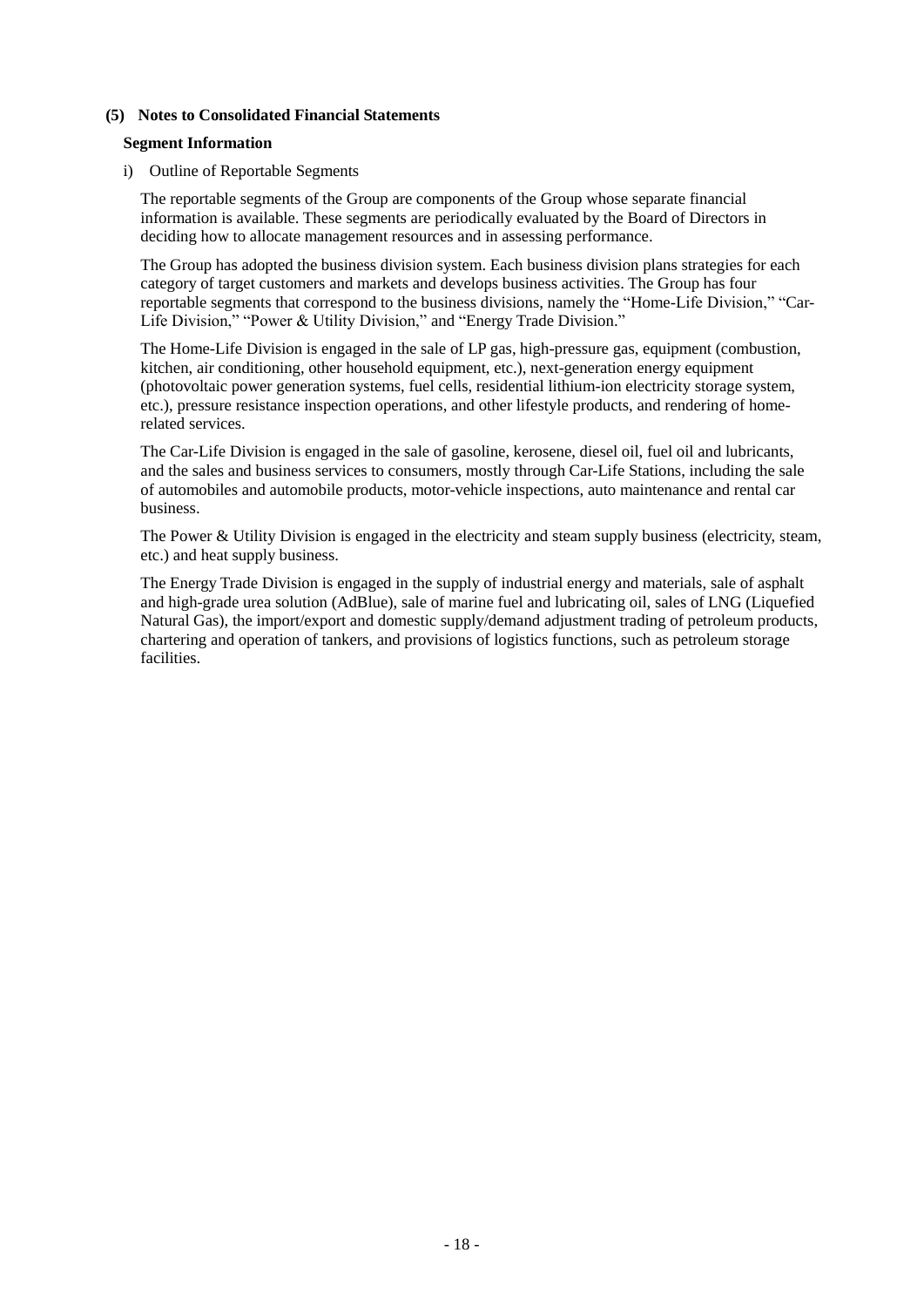### (5) Notes to Consolidated Financial Statements

#### Segment Information

i) Outline of Reportable Segments

The reportable segments of the Group are components of the Group whose separate financial information is available. These segments are periodically evaluated by the Board of Directors in deciding how to allocate management resources and in assessing performance.

The Group has adopted the business division system. Each business division plans strategies for each category of target customers and markets and develops business activities. The Group has four reportable segments that correspond to the business divisions, namely the "Home-Life Division," "Car-Life Division," "Power & Utility Division," and "Energy Trade Division."

The Home-Life Division is engaged in the sale of LP gas, high-pressure gas, equipment (combustion, kitchen, air conditioning, other household equipment, etc.), next-generation energy equipment (photovoltaic power generation systems, fuel cells, residential lithium-ion electricity storage system, etc.), pressure resistance inspection operations, and other lifestyle products, and rendering of home-related services.

The Car-Life Division is engaged in the sale of gasoline, kerosene, diesel oil, fuel oil and lubricants, and the sales and business services to consumers, mostly through Car-Life Stations, including the sale of automobiles and automobile products, motor-vehicle inspections, auto maintenance and rental car business.

The Power & Utility Division is engaged in the electricity and steam supply business (electricity, steam, etc.) and heat supply business.

The Energy Trade Division is engaged in the supply of industrial energy and materials, sale of asphalt and high-grade urea solution (AdBlue), sale of marine fuel and lubricating oil, sales of LNG (Liquefied Natural Gas), the import/export and domestic supply/demand adjustment trading of petroleum products, chartering and operation of tankers, and provisions of logistics functions, such as petroleum storage facilities.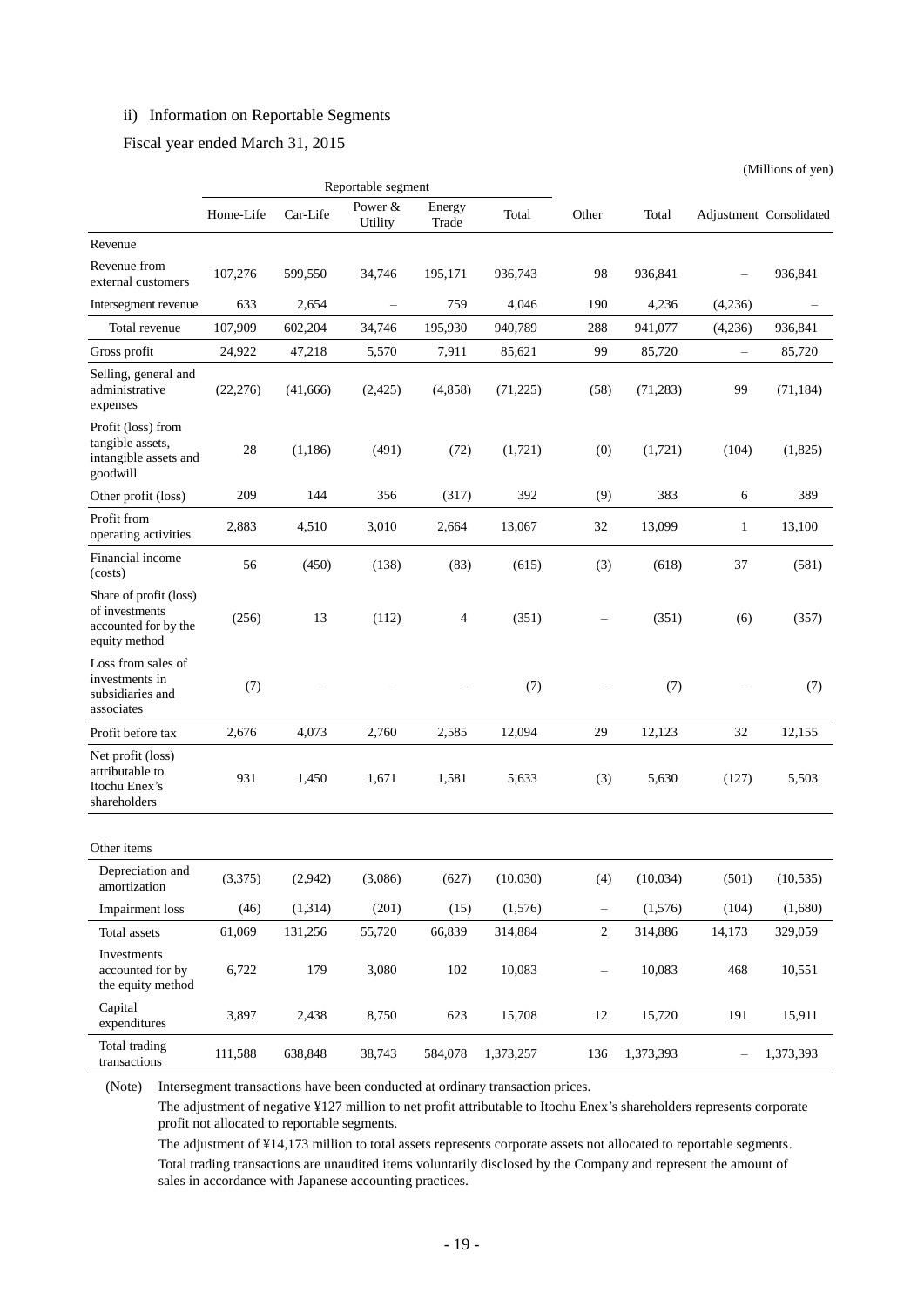ii) Information on Reportable Segments

Fiscal year ended March 31, 2015

(Millions of yen)

| | Reportable segment | | | | | Other | Total | Adjustment | Consolidated |
|---|---|---|---|---|---|---|---|---|---|
| | Home-Life | Car-Life | Power & Utility | Energy Trade | Total | | | | |
| Revenue | | | | | | | | | |
| Revenue from external customers | 107,276 | 599,550 | 34,746 | 195,171 | 936,743 | 98 | 936,841 | – | 936,841 |
| Intersegment revenue | 633 | 2,654 | – | 759 | 4,046 | 190 | 4,236 | (4,236) | – |
| Total revenue | 107,909 | 602,204 | 34,746 | 195,930 | 940,789 | 288 | 941,077 | (4,236) | 936,841 |
| Gross profit | 24,922 | 47,218 | 5,570 | 7,911 | 85,621 | 99 | 85,720 | – | 85,720 |
| Selling, general and administrative expenses | (22,276) | (41,666) | (2,425) | (4,858) | (71,225) | (58) | (71,283) | 99 | (71,184) |
| Profit (loss) from tangible assets, intangible assets and goodwill | 28 | (1,186) | (491) | (72) | (1,721) | (0) | (1,721) | (104) | (1,825) |
| Other profit (loss) | 209 | 144 | 356 | (317) | 392 | (9) | 383 | 6 | 389 |
| Profit from operating activities | 2,883 | 4,510 | 3,010 | 2,664 | 13,067 | 32 | 13,099 | 1 | 13,100 |
| Financial income (costs) | 56 | (450) | (138) | (83) | (615) | (3) | (618) | 37 | (581) |
| Share of profit (loss) of investments accounted for by the equity method | (256) | 13 | (112) | 4 | (351) | – | (351) | (6) | (357) |
| Loss from sales of investments in subsidiaries and associates | (7) | – | – | – | (7) | – | (7) | – | (7) |
| Profit before tax | 2,676 | 4,073 | 2,760 | 2,585 | 12,094 | 29 | 12,123 | 32 | 12,155 |
| Net profit (loss) attributable to Itochu Enex's shareholders | 931 | 1,450 | 1,671 | 1,581 | 5,633 | (3) | 5,630 | (127) | 5,503 |
| | | | | | | | | | |
| Other items | | | | | | | | | |
| Depreciation and amortization | (3,375) | (2,942) | (3,086) | (627) | (10,030) | (4) | (10,034) | (501) | (10,535) |
| Impairment loss | (46) | (1,314) | (201) | (15) | (1,576) | – | (1,576) | (104) | (1,680) |
| Total assets | 61,069 | 131,256 | 55,720 | 66,839 | 314,884 | 2 | 314,886 | 14,173 | 329,059 |
| Investments accounted for by the equity method | 6,722 | 179 | 3,080 | 102 | 10,083 | – | 10,083 | 468 | 10,551 |
| Capital expenditures | 3,897 | 2,438 | 8,750 | 623 | 15,708 | 12 | 15,720 | 191 | 15,911 |
| Total trading transactions | 111,588 | 638,848 | 38,743 | 584,078 | 1,373,257 | 136 | 1,373,393 | – | 1,373,393 |

(Note) Intersegment transactions have been conducted at ordinary transaction prices.

The adjustment of negative ¥127 million to net profit attributable to Itochu Enex's shareholders represents corporate profit not allocated to reportable segments.

The adjustment of ¥14,173 million to total assets represents corporate assets not allocated to reportable segments.

Total trading transactions are unaudited items voluntarily disclosed by the Company and represent the amount of sales in accordance with Japanese accounting practices.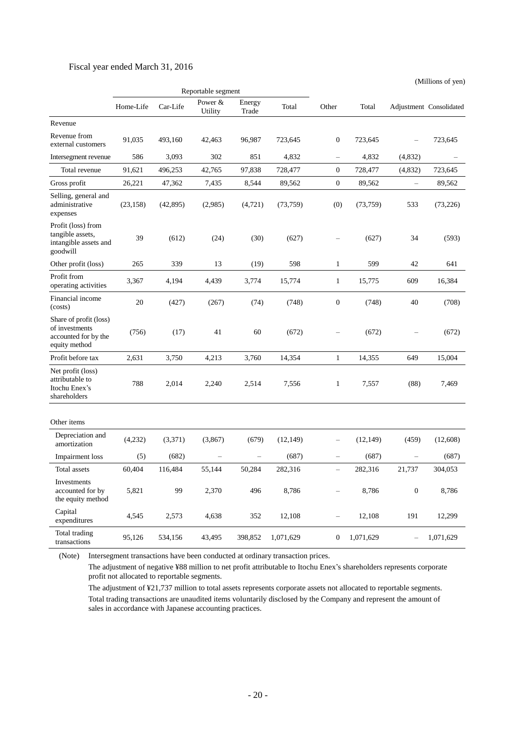Fiscal year ended March 31, 2016

(Millions of yen)

| | Reportable segment | | | | | | | | |
|---|---|---|---|---|---|---|---|---|---|
| | Home-Life | Car-Life | Power & Utility | Energy Trade | Total | Other | Total | Adjustment | Consolidated |
| Revenue | | | | | | | | | |
| Revenue from external customers | 91,035 | 493,160 | 42,463 | 96,987 | 723,645 | 0 | 723,645 | – | 723,645 |
| Intersegment revenue | 586 | 3,093 | 302 | 851 | 4,832 | – | 4,832 | (4,832) | – |
| Total revenue | 91,621 | 496,253 | 42,765 | 97,838 | 728,477 | 0 | 728,477 | (4,832) | 723,645 |
| Gross profit | 26,221 | 47,362 | 7,435 | 8,544 | 89,562 | 0 | 89,562 | – | 89,562 |
| Selling, general and administrative expenses | (23,158) | (42,895) | (2,985) | (4,721) | (73,759) | (0) | (73,759) | 533 | (73,226) |
| Profit (loss) from tangible assets, intangible assets and goodwill | 39 | (612) | (24) | (30) | (627) | – | (627) | 34 | (593) |
| Other profit (loss) | 265 | 339 | 13 | (19) | 598 | 1 | 599 | 42 | 641 |
| Profit from operating activities | 3,367 | 4,194 | 4,439 | 3,774 | 15,774 | 1 | 15,775 | 609 | 16,384 |
| Financial income (costs) | 20 | (427) | (267) | (74) | (748) | 0 | (748) | 40 | (708) |
| Share of profit (loss) of investments accounted for by the equity method | (756) | (17) | 41 | 60 | (672) | – | (672) | – | (672) |
| Profit before tax | 2,631 | 3,750 | 4,213 | 3,760 | 14,354 | 1 | 14,355 | 649 | 15,004 |
| Net profit (loss) attributable to Itochu Enex's shareholders | 788 | 2,014 | 2,240 | 2,514 | 7,556 | 1 | 7,557 | (88) | 7,469 |
| Other items | | | | | | | | | |
| Depreciation and amortization | (4,232) | (3,371) | (3,867) | (679) | (12,149) | – | (12,149) | (459) | (12,608) |
| Impairment loss | (5) | (682) | – | – | (687) | – | (687) | – | (687) |
| Total assets | 60,404 | 116,484 | 55,144 | 50,284 | 282,316 | – | 282,316 | 21,737 | 304,053 |
| Investments accounted for by the equity method | 5,821 | 99 | 2,370 | 496 | 8,786 | – | 8,786 | 0 | 8,786 |
| Capital expenditures | 4,545 | 2,573 | 4,638 | 352 | 12,108 | – | 12,108 | 191 | 12,299 |
| Total trading transactions | 95,126 | 534,156 | 43,495 | 398,852 | 1,071,629 | 0 | 1,071,629 | – | 1,071,629 |

(Note) Intersegment transactions have been conducted at ordinary transaction prices.

The adjustment of negative ¥88 million to net profit attributable to Itochu Enex's shareholders represents corporate profit not allocated to reportable segments.

The adjustment of ¥21,737 million to total assets represents corporate assets not allocated to reportable segments.

Total trading transactions are unaudited items voluntarily disclosed by the Company and represent the amount of sales in accordance with Japanese accounting practices.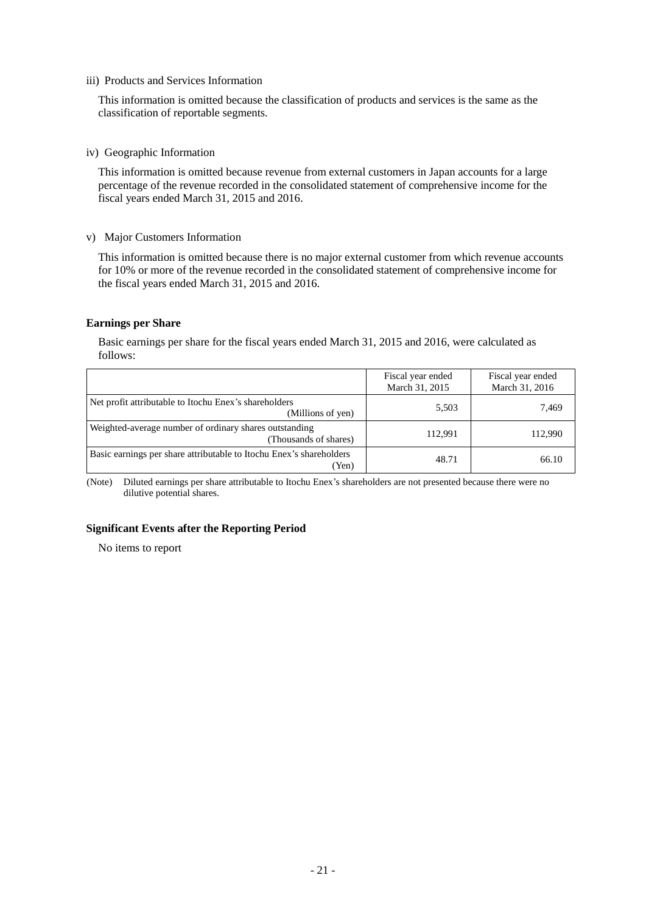iii) Products and Services Information

This information is omitted because the classification of products and services is the same as the classification of reportable segments.

iv) Geographic Information

This information is omitted because revenue from external customers in Japan accounts for a large percentage of the revenue recorded in the consolidated statement of comprehensive income for the fiscal years ended March 31, 2015 and 2016.

v) Major Customers Information

This information is omitted because there is no major external customer from which revenue accounts for 10% or more of the revenue recorded in the consolidated statement of comprehensive income for the fiscal years ended March 31, 2015 and 2016.

**Earnings per Share**

Basic earnings per share for the fiscal years ended March 31, 2015 and 2016, were calculated as follows:

| | Fiscal year ended March 31, 2015 | Fiscal year ended March 31, 2016 |
|---|---|---|
| Net profit attributable to Itochu Enex's shareholders (Millions of yen) | 5,503 | 7,469 |
| Weighted-average number of ordinary shares outstanding (Thousands of shares) | 112,991 | 112,990 |
| Basic earnings per share attributable to Itochu Enex's shareholders (Yen) | 48.71 | 66.10 |

(Note) Diluted earnings per share attributable to Itochu Enex's shareholders are not presented because there were no dilutive potential shares.

**Significant Events after the Reporting Period**

No items to report